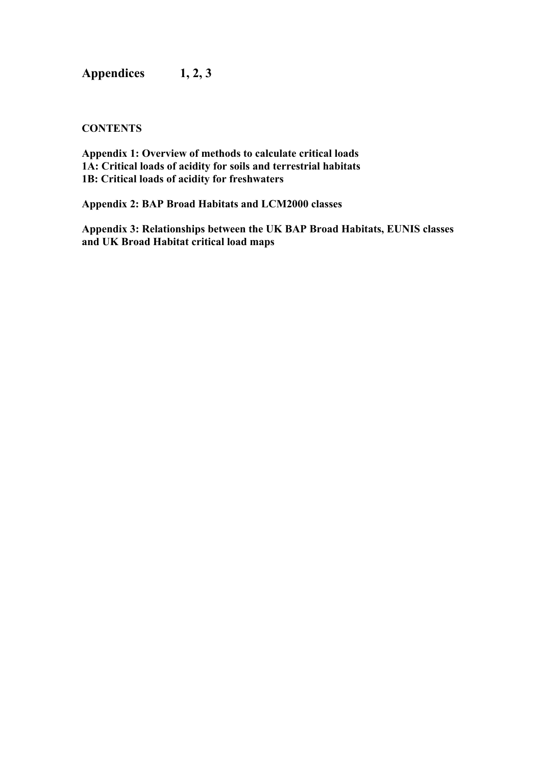# Appendices 1, 2, 3

**CONTENTS**

**Appendix 1: Overview of methods to calculate critical loads**
**1A: Critical loads of acidity for soils and terrestrial habitats**
**1B: Critical loads of acidity for freshwaters**

**Appendix 2: BAP Broad Habitats and LCM2000 classes**

**Appendix 3: Relationships between the UK BAP Broad Habitats, EUNIS classes and UK Broad Habitat critical load maps**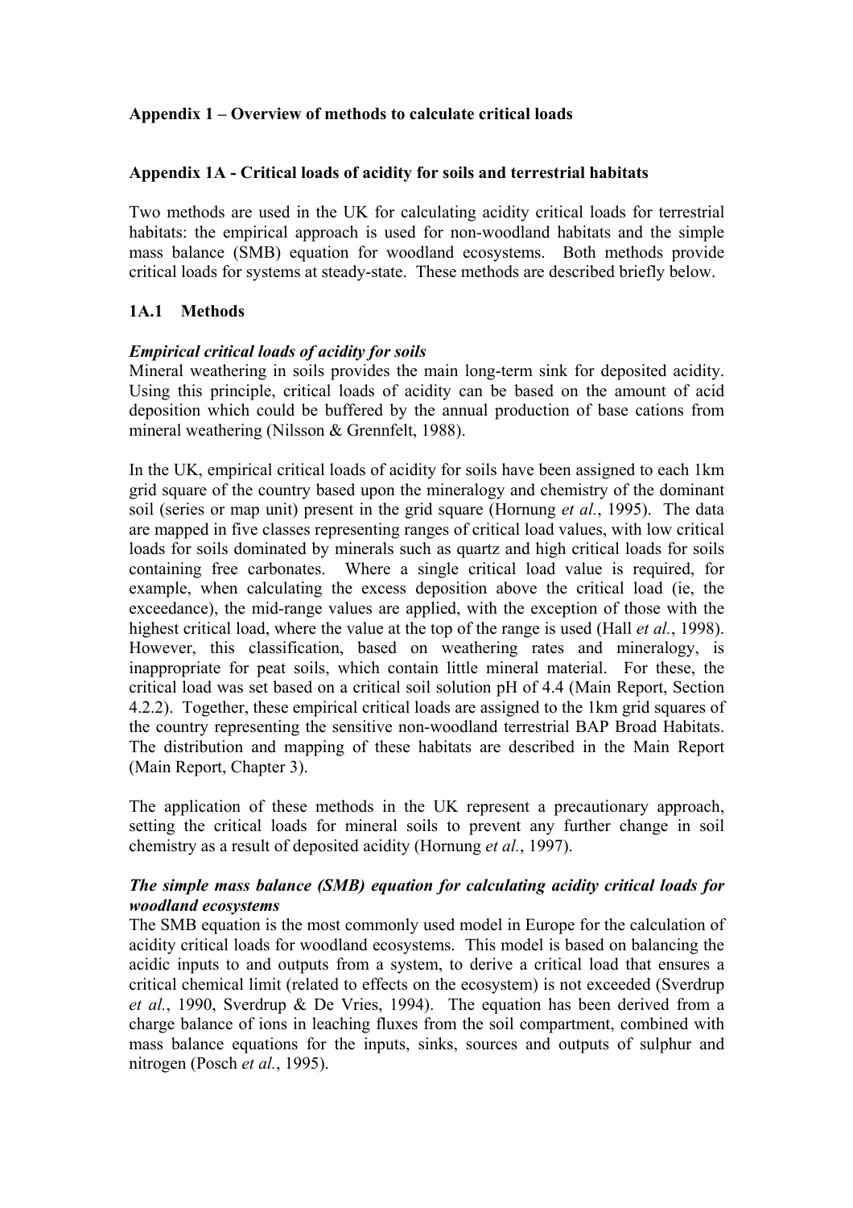# Appendix 1 – Overview of methods to calculate critical loads

## Appendix 1A - Critical loads of acidity for soils and terrestrial habitats

Two methods are used in the UK for calculating acidity critical loads for terrestrial habitats: the empirical approach is used for non-woodland habitats and the simple mass balance (SMB) equation for woodland ecosystems. Both methods provide critical loads for systems at steady-state. These methods are described briefly below.

### 1A.1 Methods

***Empirical critical loads of acidity for soils***

Mineral weathering in soils provides the main long-term sink for deposited acidity. Using this principle, critical loads of acidity can be based on the amount of acid deposition which could be buffered by the annual production of base cations from mineral weathering (Nilsson & Grennfelt, 1988).

In the UK, empirical critical loads of acidity for soils have been assigned to each 1km grid square of the country based upon the mineralogy and chemistry of the dominant soil (series or map unit) present in the grid square (Hornung *et al.*, 1995). The data are mapped in five classes representing ranges of critical load values, with low critical loads for soils dominated by minerals such as quartz and high critical loads for soils containing free carbonates. Where a single critical load value is required, for example, when calculating the excess deposition above the critical load (ie, the exceedance), the mid-range values are applied, with the exception of those with the highest critical load, where the value at the top of the range is used (Hall *et al.*, 1998). However, this classification, based on weathering rates and mineralogy, is inappropriate for peat soils, which contain little mineral material. For these, the critical load was set based on a critical soil solution pH of 4.4 (Main Report, Section 4.2.2). Together, these empirical critical loads are assigned to the 1km grid squares of the country representing the sensitive non-woodland terrestrial BAP Broad Habitats. The distribution and mapping of these habitats are described in the Main Report (Main Report, Chapter 3).

The application of these methods in the UK represent a precautionary approach, setting the critical loads for mineral soils to prevent any further change in soil chemistry as a result of deposited acidity (Hornung *et al.*, 1997).

***The simple mass balance (SMB) equation for calculating acidity critical loads for woodland ecosystems***

The SMB equation is the most commonly used model in Europe for the calculation of acidity critical loads for woodland ecosystems. This model is based on balancing the acidic inputs to and outputs from a system, to derive a critical load that ensures a critical chemical limit (related to effects on the ecosystem) is not exceeded (Sverdrup *et al.*, 1990, Sverdrup & De Vries, 1994). The equation has been derived from a charge balance of ions in leaching fluxes from the soil compartment, combined with mass balance equations for the inputs, sinks, sources and outputs of sulphur and nitrogen (Posch *et al.*, 1995).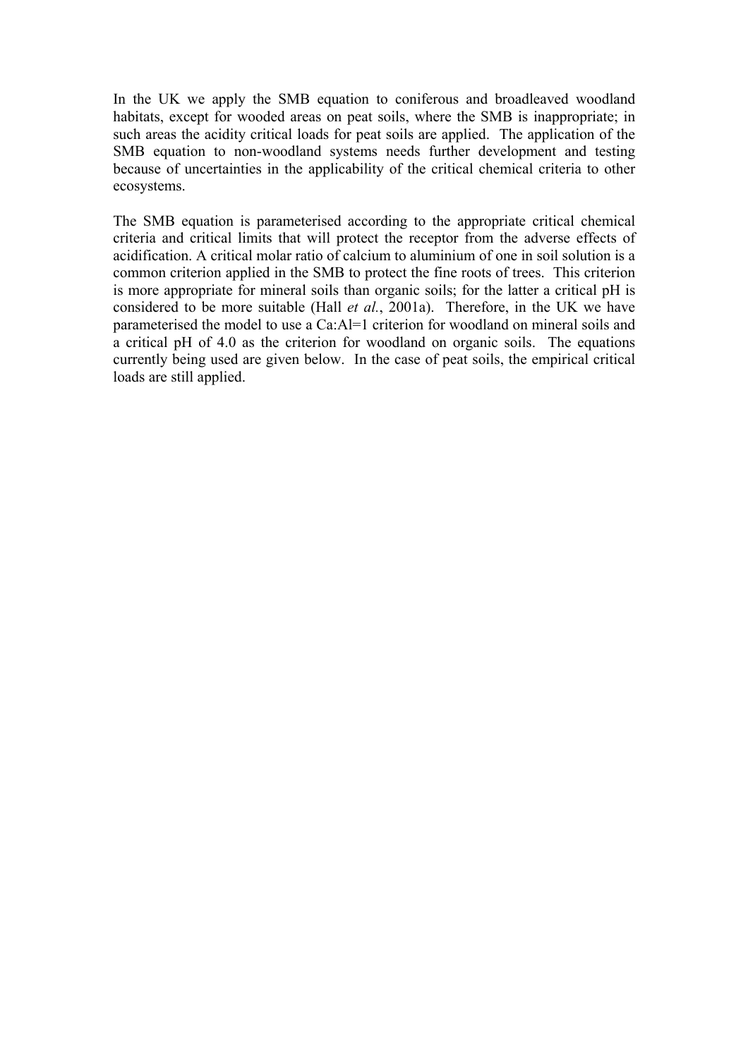In the UK we apply the SMB equation to coniferous and broadleaved woodland habitats, except for wooded areas on peat soils, where the SMB is inappropriate; in such areas the acidity critical loads for peat soils are applied. The application of the SMB equation to non-woodland systems needs further development and testing because of uncertainties in the applicability of the critical chemical criteria to other ecosystems.

The SMB equation is parameterised according to the appropriate critical chemical criteria and critical limits that will protect the receptor from the adverse effects of acidification. A critical molar ratio of calcium to aluminium of one in soil solution is a common criterion applied in the SMB to protect the fine roots of trees. This criterion is more appropriate for mineral soils than organic soils; for the latter a critical pH is considered to be more suitable (Hall *et al.*, 2001a). Therefore, in the UK we have parameterised the model to use a Ca:Al=1 criterion for woodland on mineral soils and a critical pH of 4.0 as the criterion for woodland on organic soils. The equations currently being used are given below. In the case of peat soils, the empirical critical loads are still applied.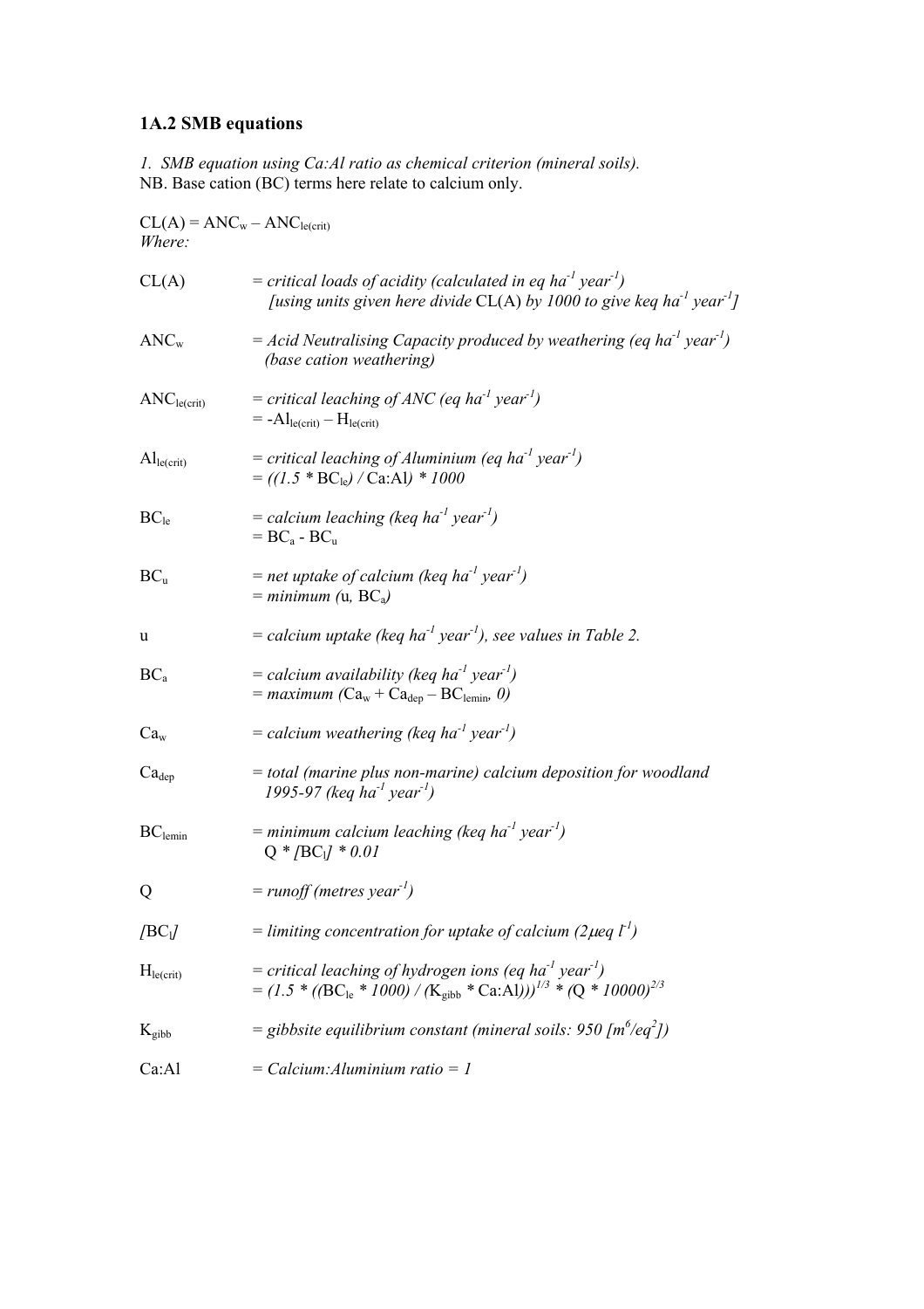### 1A.2 SMB equations

*1. SMB equation using Ca:Al ratio as chemical criterion (mineral soils).*
NB. Base cation (BC) terms here relate to calcium only.

$CL(A) = ANC_w - ANC_{le(crit)}$
*Where:*

| | |
|---|---|
| $CL(A)$ | = *critical loads of acidity (calculated in eq ha$^{-1}$ year$^{-1}$)* *[using units given here divide* $CL(A)$ *by 1000 to give keq ha$^{-1}$ year$^{-1}$]* |
| $ANC_w$ | = *Acid Neutralising Capacity produced by weathering (eq ha$^{-1}$ year$^{-1}$) (base cation weathering)* |
| $ANC_{le(crit)}$ | = *critical leaching of ANC (eq ha$^{-1}$ year$^{-1}$)* $= -Al_{le(crit)} - H_{le(crit)}$ |
| $Al_{le(crit)}$ | = *critical leaching of Aluminium (eq ha$^{-1}$ year$^{-1}$)* $= ((1.5 * BC_{le}) / Ca{:}Al) * 1000$ |
| $BC_{le}$ | = *calcium leaching (keq ha$^{-1}$ year$^{-1}$)* $= BC_a - BC_u$ |
| $BC_u$ | = *net uptake of calcium (keq ha$^{-1}$ year$^{-1}$)* = *minimum (*$u$, $BC_a$*)* |
| $u$ | = *calcium uptake (keq ha$^{-1}$ year$^{-1}$), see values in Table 2.* |
| $BC_a$ | = *calcium availability (keq ha$^{-1}$ year$^{-1}$)* = *maximum (*$Ca_w + Ca_{dep} - BC_{lemin}$*, 0)* |
| $Ca_w$ | = *calcium weathering (keq ha$^{-1}$ year$^{-1}$)* |
| $Ca_{dep}$ | = *total (marine plus non-marine) calcium deposition for woodland 1995-97 (keq ha$^{-1}$ year$^{-1}$)* |
| $BC_{lemin}$ | = *minimum calcium leaching (keq ha$^{-1}$ year$^{-1}$)* $Q * [BC_l] * 0.01$ |
| $Q$ | = *runoff (metres year$^{-1}$)* |
| $[BC_l]$ | = *limiting concentration for uptake of calcium (2μeq l$^{-1}$)* |
| $H_{le(crit)}$ | = *critical leaching of hydrogen ions (eq ha$^{-1}$ year$^{-1}$)* $= (1.5 * ((BC_{le} * 1000) / (K_{gibb} * Ca{:}Al)))^{1/3} * (Q * 10000)^{2/3}$ |
| $K_{gibb}$ | = *gibbsite equilibrium constant (mineral soils: 950 [m$^6$/eq$^2$])* |
| $Ca{:}Al$ | = *Calcium:Aluminium ratio = 1* |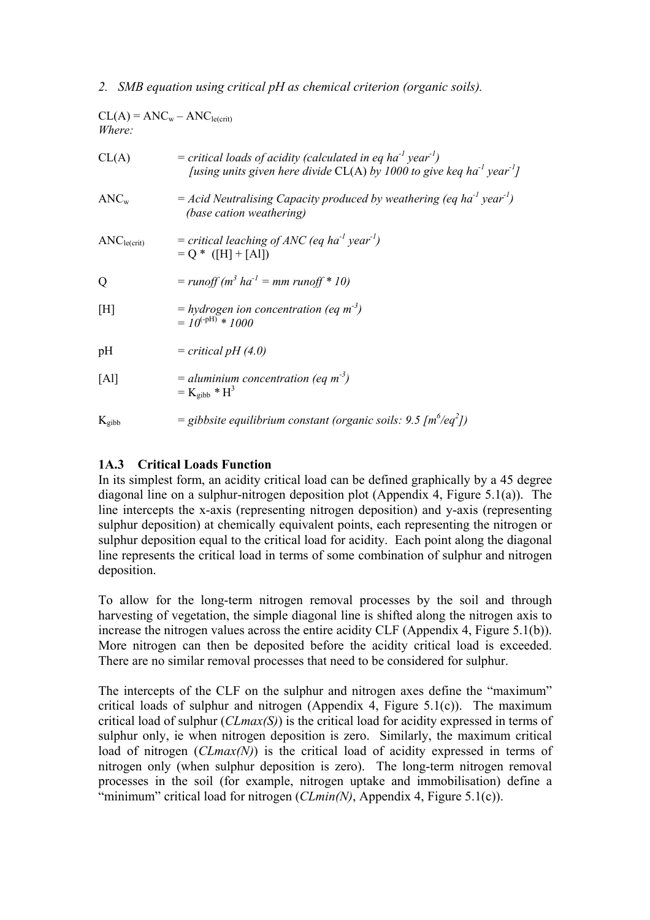*2. SMB equation using critical pH as chemical criterion (organic soils).*

$CL(A) = ANC_w – ANC_{le(crit)}$

*Where:*

$CL(A)$ = *critical loads of acidity (calculated in eq ha$^{-1}$ year$^{-1}$)*
*[using units given here divide* $CL(A)$ *by 1000 to give keq ha$^{-1}$ year$^{-1}$]*

$ANC_w$ = *Acid Neutralising Capacity produced by weathering (eq ha$^{-1}$ year$^{-1}$) (base cation weathering)*

$ANC_{le(crit)}$ = *critical leaching of ANC (eq ha$^{-1}$ year$^{-1}$)*
$= Q * ([H] + [Al])$

$Q$ = *runoff (m$^3$ ha$^{-1}$ = mm runoff * 10)*

$[H]$ = *hydrogen ion concentration (eq m$^{-3}$)*
$= 10^{(-pH)} * 1000$

pH = *critical pH (4.0)*

$[Al]$ = *aluminium concentration (eq m$^{-3}$)*
$= K_{gibb} * H^3$

$K_{gibb}$ = *gibbsite equilibrium constant (organic soils: 9.5 [m$^6$/eq$^2$])*

### 1A.3 Critical Loads Function

In its simplest form, an acidity critical load can be defined graphically by a 45 degree diagonal line on a sulphur-nitrogen deposition plot (Appendix 4, Figure 5.1(a)). The line intercepts the x-axis (representing nitrogen deposition) and y-axis (representing sulphur deposition) at chemically equivalent points, each representing the nitrogen or sulphur deposition equal to the critical load for acidity. Each point along the diagonal line represents the critical load in terms of some combination of sulphur and nitrogen deposition.

To allow for the long-term nitrogen removal processes by the soil and through harvesting of vegetation, the simple diagonal line is shifted along the nitrogen axis to increase the nitrogen values across the entire acidity CLF (Appendix 4, Figure 5.1(b)). More nitrogen can then be deposited before the acidity critical load is exceeded. There are no similar removal processes that need to be considered for sulphur.

The intercepts of the CLF on the sulphur and nitrogen axes define the "maximum" critical loads of sulphur and nitrogen (Appendix 4, Figure 5.1(c)). The maximum critical load of sulphur (*CLmax(S)*) is the critical load for acidity expressed in terms of sulphur only, ie when nitrogen deposition is zero. Similarly, the maximum critical load of nitrogen (*CLmax(N)*) is the critical load of acidity expressed in terms of nitrogen only (when sulphur deposition is zero). The long-term nitrogen removal processes in the soil (for example, nitrogen uptake and immobilisation) define a "minimum" critical load for nitrogen (*CLmin(N)*, Appendix 4, Figure 5.1(c)).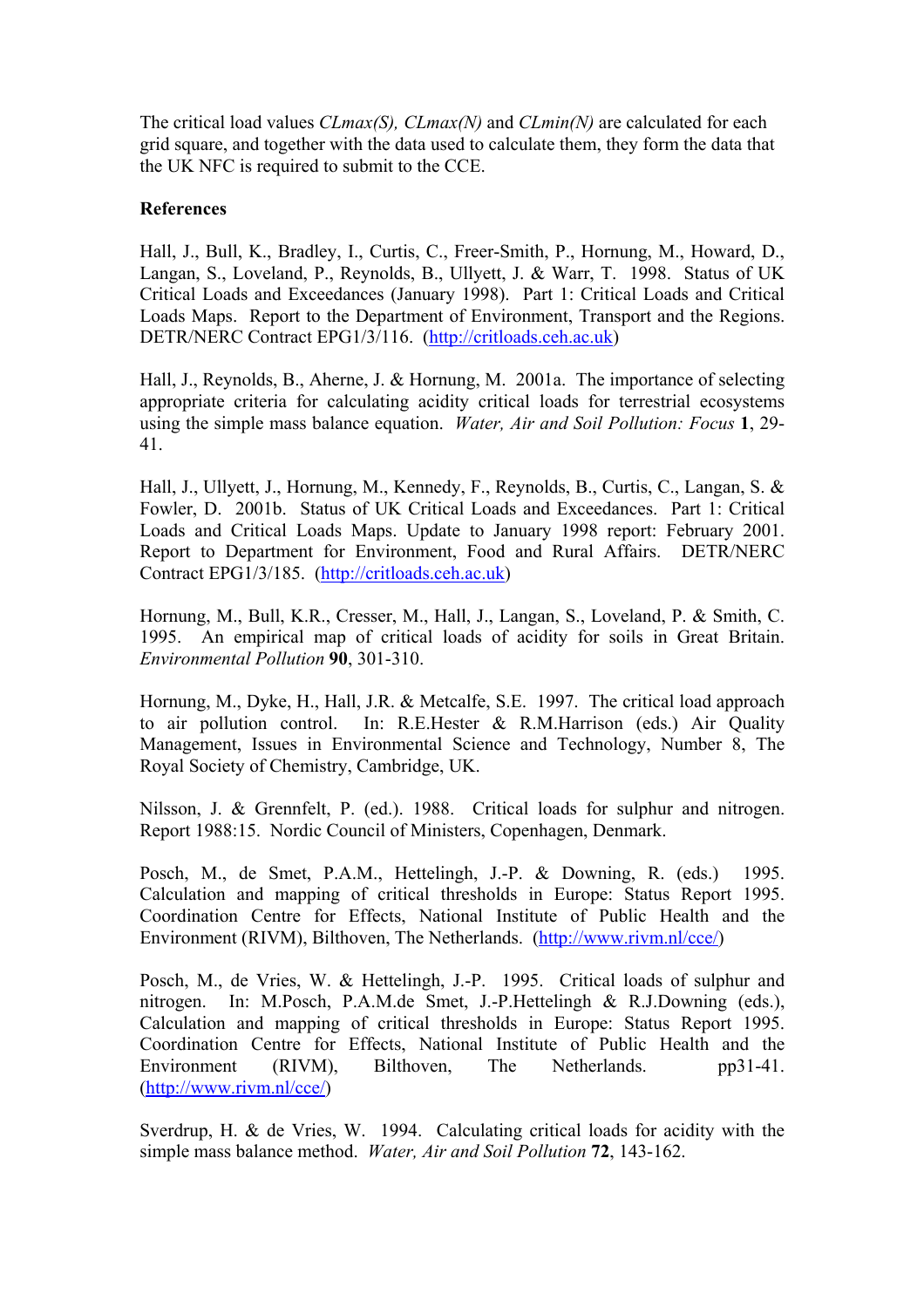The critical load values *CLmax(S), CLmax(N)* and *CLmin(N)* are calculated for each grid square, and together with the data used to calculate them, they form the data that the UK NFC is required to submit to the CCE.

**References**

Hall, J., Bull, K., Bradley, I., Curtis, C., Freer-Smith, P., Hornung, M., Howard, D., Langan, S., Loveland, P., Reynolds, B., Ullyett, J. & Warr, T. 1998. Status of UK Critical Loads and Exceedances (January 1998). Part 1: Critical Loads and Critical Loads Maps. Report to the Department of Environment, Transport and the Regions. DETR/NERC Contract EPG1/3/116. (http://critloads.ceh.ac.uk)

Hall, J., Reynolds, B., Aherne, J. & Hornung, M. 2001a. The importance of selecting appropriate criteria for calculating acidity critical loads for terrestrial ecosystems using the simple mass balance equation. *Water, Air and Soil Pollution: Focus* **1**, 29-41.

Hall, J., Ullyett, J., Hornung, M., Kennedy, F., Reynolds, B., Curtis, C., Langan, S. & Fowler, D. 2001b. Status of UK Critical Loads and Exceedances. Part 1: Critical Loads and Critical Loads Maps. Update to January 1998 report: February 2001. Report to Department for Environment, Food and Rural Affairs. DETR/NERC Contract EPG1/3/185. (http://critloads.ceh.ac.uk)

Hornung, M., Bull, K.R., Cresser, M., Hall, J., Langan, S., Loveland, P. & Smith, C. 1995. An empirical map of critical loads of acidity for soils in Great Britain. *Environmental Pollution* **90**, 301-310.

Hornung, M., Dyke, H., Hall, J.R. & Metcalfe, S.E. 1997. The critical load approach to air pollution control. In: R.E.Hester & R.M.Harrison (eds.) Air Quality Management, Issues in Environmental Science and Technology, Number 8, The Royal Society of Chemistry, Cambridge, UK.

Nilsson, J. & Grennfelt, P. (ed.). 1988. Critical loads for sulphur and nitrogen. Report 1988:15. Nordic Council of Ministers, Copenhagen, Denmark.

Posch, M., de Smet, P.A.M., Hettelingh, J.-P. & Downing, R. (eds.) 1995. Calculation and mapping of critical thresholds in Europe: Status Report 1995. Coordination Centre for Effects, National Institute of Public Health and the Environment (RIVM), Bilthoven, The Netherlands. (http://www.rivm.nl/cce/)

Posch, M., de Vries, W. & Hettelingh, J.-P. 1995. Critical loads of sulphur and nitrogen. In: M.Posch, P.A.M.de Smet, J.-P.Hettelingh & R.J.Downing (eds.), Calculation and mapping of critical thresholds in Europe: Status Report 1995. Coordination Centre for Effects, National Institute of Public Health and the Environment (RIVM), Bilthoven, The Netherlands. pp31-41. (http://www.rivm.nl/cce/)

Sverdrup, H. & de Vries, W. 1994. Calculating critical loads for acidity with the simple mass balance method. *Water, Air and Soil Pollution* **72**, 143-162.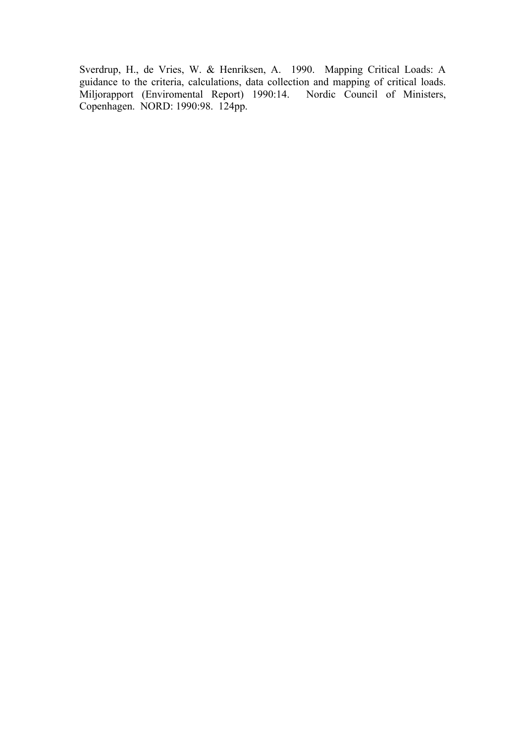Sverdrup, H., de Vries, W. & Henriksen, A. 1990. Mapping Critical Loads: A guidance to the criteria, calculations, data collection and mapping of critical loads. Miljorapport (Enviromental Report) 1990:14. Nordic Council of Ministers, Copenhagen. NORD: 1990:98. 124pp.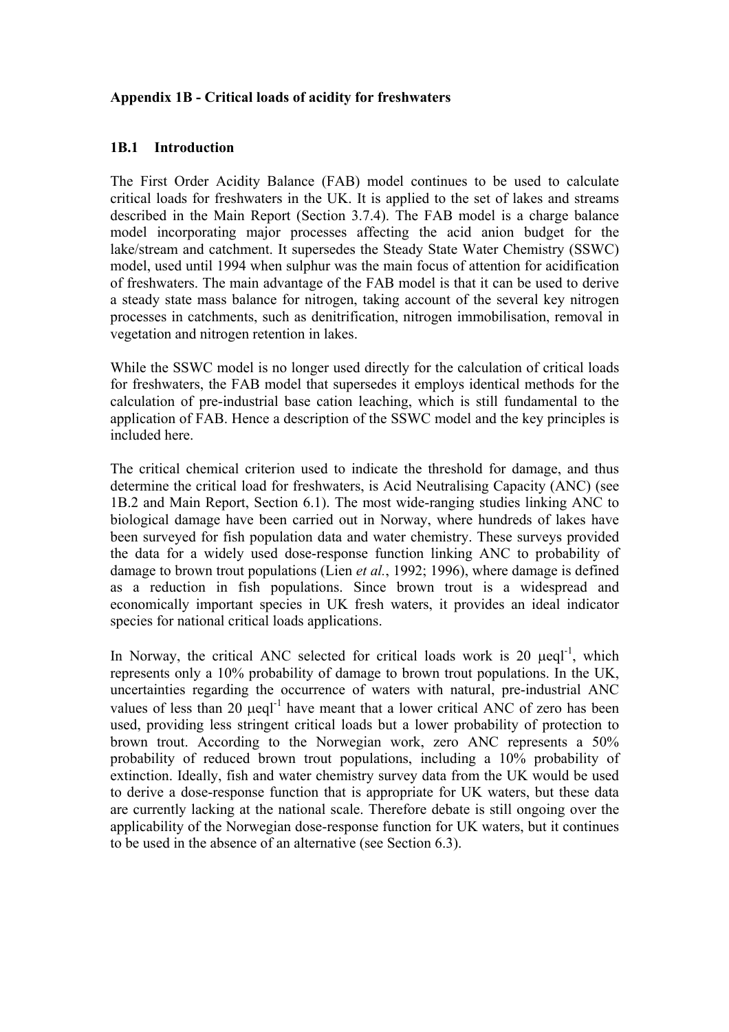## Appendix 1B - Critical loads of acidity for freshwaters

### 1B.1 Introduction

The First Order Acidity Balance (FAB) model continues to be used to calculate critical loads for freshwaters in the UK. It is applied to the set of lakes and streams described in the Main Report (Section 3.7.4). The FAB model is a charge balance model incorporating major processes affecting the acid anion budget for the lake/stream and catchment. It supersedes the Steady State Water Chemistry (SSWC) model, used until 1994 when sulphur was the main focus of attention for acidification of freshwaters. The main advantage of the FAB model is that it can be used to derive a steady state mass balance for nitrogen, taking account of the several key nitrogen processes in catchments, such as denitrification, nitrogen immobilisation, removal in vegetation and nitrogen retention in lakes.

While the SSWC model is no longer used directly for the calculation of critical loads for freshwaters, the FAB model that supersedes it employs identical methods for the calculation of pre-industrial base cation leaching, which is still fundamental to the application of FAB. Hence a description of the SSWC model and the key principles is included here.

The critical chemical criterion used to indicate the threshold for damage, and thus determine the critical load for freshwaters, is Acid Neutralising Capacity (ANC) (see 1B.2 and Main Report, Section 6.1). The most wide-ranging studies linking ANC to biological damage have been carried out in Norway, where hundreds of lakes have been surveyed for fish population data and water chemistry. These surveys provided the data for a widely used dose-response function linking ANC to probability of damage to brown trout populations (Lien *et al.*, 1992; 1996), where damage is defined as a reduction in fish populations. Since brown trout is a widespread and economically important species in UK fresh waters, it provides an ideal indicator species for national critical loads applications.

In Norway, the critical ANC selected for critical loads work is 20 $\mu eq l^{-1}$, which represents only a 10% probability of damage to brown trout populations. In the UK, uncertainties regarding the occurrence of waters with natural, pre-industrial ANC values of less than 20 $\mu eq l^{-1}$ have meant that a lower critical ANC of zero has been used, providing less stringent critical loads but a lower probability of protection to brown trout. According to the Norwegian work, zero ANC represents a 50% probability of reduced brown trout populations, including a 10% probability of extinction. Ideally, fish and water chemistry survey data from the UK would be used to derive a dose-response function that is appropriate for UK waters, but these data are currently lacking at the national scale. Therefore debate is still ongoing over the applicability of the Norwegian dose-response function for UK waters, but it continues to be used in the absence of an alternative (see Section 6.3).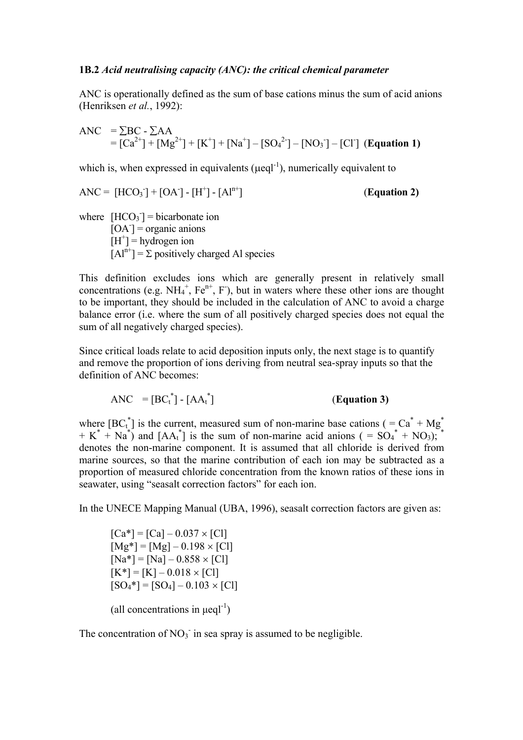**1B.2** *Acid neutralising capacity (ANC): the critical chemical parameter*

ANC is operationally defined as the sum of base cations minus the sum of acid anions (Henriksen *et al.*, 1992):

$$\begin{aligned} ANC &= \sum BC - \sum AA \\ &= [Ca^{2+}] + [Mg^{2+}] + [K^{+}] + [Na^{+}] - [SO_4^{2-}] - [NO_3^{-}] - [Cl^{-}] \quad \textbf{(Equation 1)} \end{aligned}$$

which is, when expressed in equivalents ($\mu eql^{-1}$), numerically equivalent to

$$ANC = [HCO_3^{-}] + [OA^{-}] - [H^{+}] - [Al^{n+}] \quad \textbf{(Equation 2)}$$

where $[HCO_3^{-}]$ = bicarbonate ion
$[OA^{-}]$ = organic anions
$[H^{+}]$ = hydrogen ion
$[Al^{n+}]$ = $\Sigma$ positively charged Al species

This definition excludes ions which are generally present in relatively small concentrations (e.g. $NH_4^{+}$, $Fe^{n+}$, $F^{-}$), but in waters where these other ions are thought to be important, they should be included in the calculation of ANC to avoid a charge balance error (i.e. where the sum of all positively charged species does not equal the sum of all negatively charged species).

Since critical loads relate to acid deposition inputs only, the next stage is to quantify and remove the proportion of ions deriving from neutral sea-spray inputs so that the definition of ANC becomes:

$$ANC = [BC_t^{*}] - [AA_t^{*}] \quad \textbf{(Equation 3)}$$

where $[BC_t^{*}]$ is the current, measured sum of non-marine base cations ( = $Ca^{*} + Mg^{*} + K^{*} + Na^{*}$) and $[AA_t^{*}]$ is the sum of non-marine acid anions ( = $SO_4^{*} + NO_3$); $^{*}$ denotes the non-marine component. It is assumed that all chloride is derived from marine sources, so that the marine contribution of each ion may be subtracted as a proportion of measured chloride concentration from the known ratios of these ions in seawater, using "seasalt correction factors" for each ion.

In the UNECE Mapping Manual (UBA, 1996), seasalt correction factors are given as:

$[Ca^{*}] = [Ca] - 0.037 \times [Cl]$
$[Mg^{*}] = [Mg] - 0.198 \times [Cl]$
$[Na^{*}] = [Na] - 0.858 \times [Cl]$
$[K^{*}] = [K] - 0.018 \times [Cl]$
$[SO_4^{*}] = [SO_4] - 0.103 \times [Cl]$

(all concentrations in $\mu eql^{-1}$)

The concentration of $NO_3^{-}$ in sea spray is assumed to be negligible.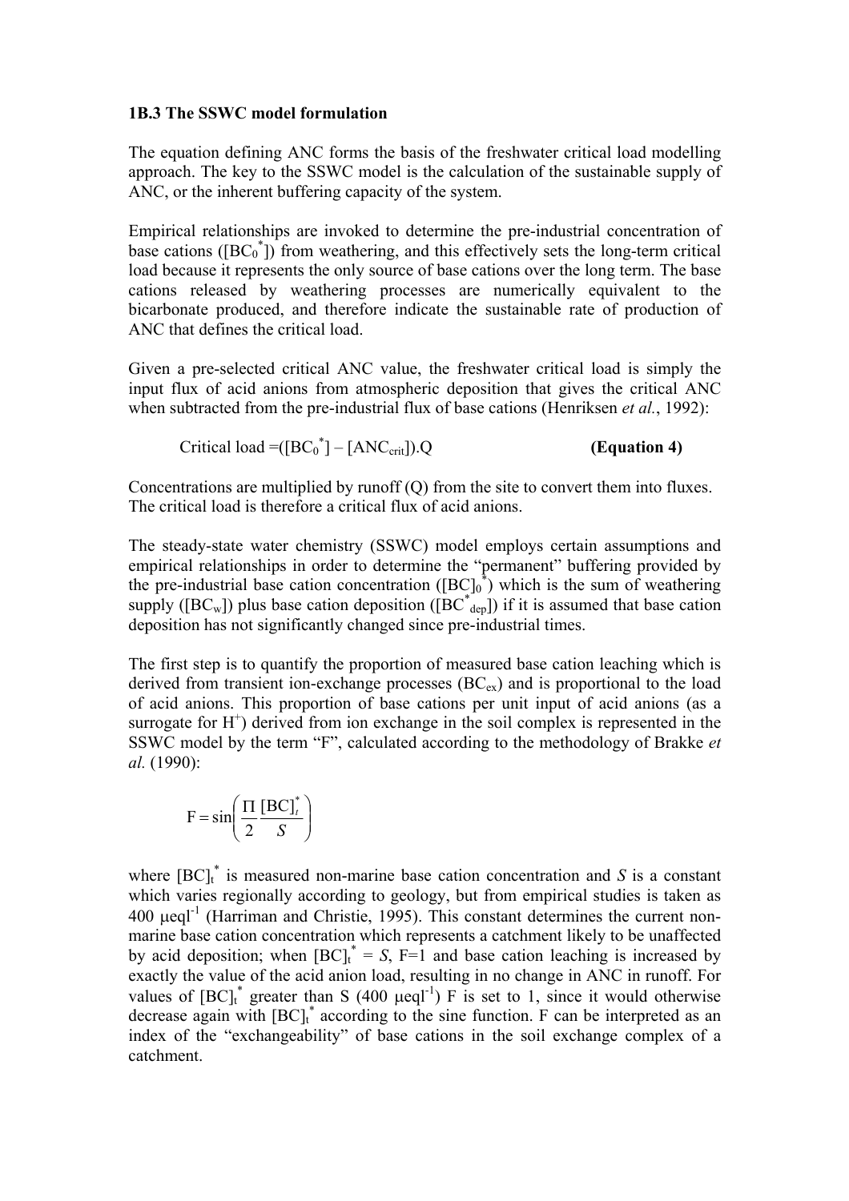### 1B.3 The SSWC model formulation

The equation defining ANC forms the basis of the freshwater critical load modelling approach. The key to the SSWC model is the calculation of the sustainable supply of ANC, or the inherent buffering capacity of the system.

Empirical relationships are invoked to determine the pre-industrial concentration of base cations ($[BC_0^*]$) from weathering, and this effectively sets the long-term critical load because it represents the only source of base cations over the long term. The base cations released by weathering processes are numerically equivalent to the bicarbonate produced, and therefore indicate the sustainable rate of production of ANC that defines the critical load.

Given a pre-selected critical ANC value, the freshwater critical load is simply the input flux of acid anions from atmospheric deposition that gives the critical ANC when subtracted from the pre-industrial flux of base cations (Henriksen *et al.*, 1992):

$$\text{Critical load} = ([BC_0^*] - [ANC_{crit}]).Q \qquad \textbf{(Equation 4)}$$

Concentrations are multiplied by runoff (Q) from the site to convert them into fluxes. The critical load is therefore a critical flux of acid anions.

The steady-state water chemistry (SSWC) model employs certain assumptions and empirical relationships in order to determine the "permanent" buffering provided by the pre-industrial base cation concentration ($[BC]_0^*$) which is the sum of weathering supply ($[BC_w]$) plus base cation deposition ($[BC^*_{dep}]$) if it is assumed that base cation deposition has not significantly changed since pre-industrial times.

The first step is to quantify the proportion of measured base cation leaching which is derived from transient ion-exchange processes ($BC_{ex}$) and is proportional to the load of acid anions. This proportion of base cations per unit input of acid anions (as a surrogate for $H^+$) derived from ion exchange in the soil complex is represented in the SSWC model by the term "F", calculated according to the methodology of Brakke *et al.* (1990):

$$F = \sin\left(\frac{\Pi}{2}\frac{[BC]_t^*}{S}\right)$$

where $[BC]_t^*$ is measured non-marine base cation concentration and *S* is a constant which varies regionally according to geology, but from empirical studies is taken as 400 $\mu eql^{-1}$ (Harriman and Christie, 1995). This constant determines the current non-marine base cation concentration which represents a catchment likely to be unaffected by acid deposition; when $[BC]_t^* = S$, F=1 and base cation leaching is increased by exactly the value of the acid anion load, resulting in no change in ANC in runoff. For values of $[BC]_t^*$ greater than S (400 $\mu eql^{-1}$) F is set to 1, since it would otherwise decrease again with $[BC]_t^*$ according to the sine function. F can be interpreted as an index of the "exchangeability" of base cations in the soil exchange complex of a catchment.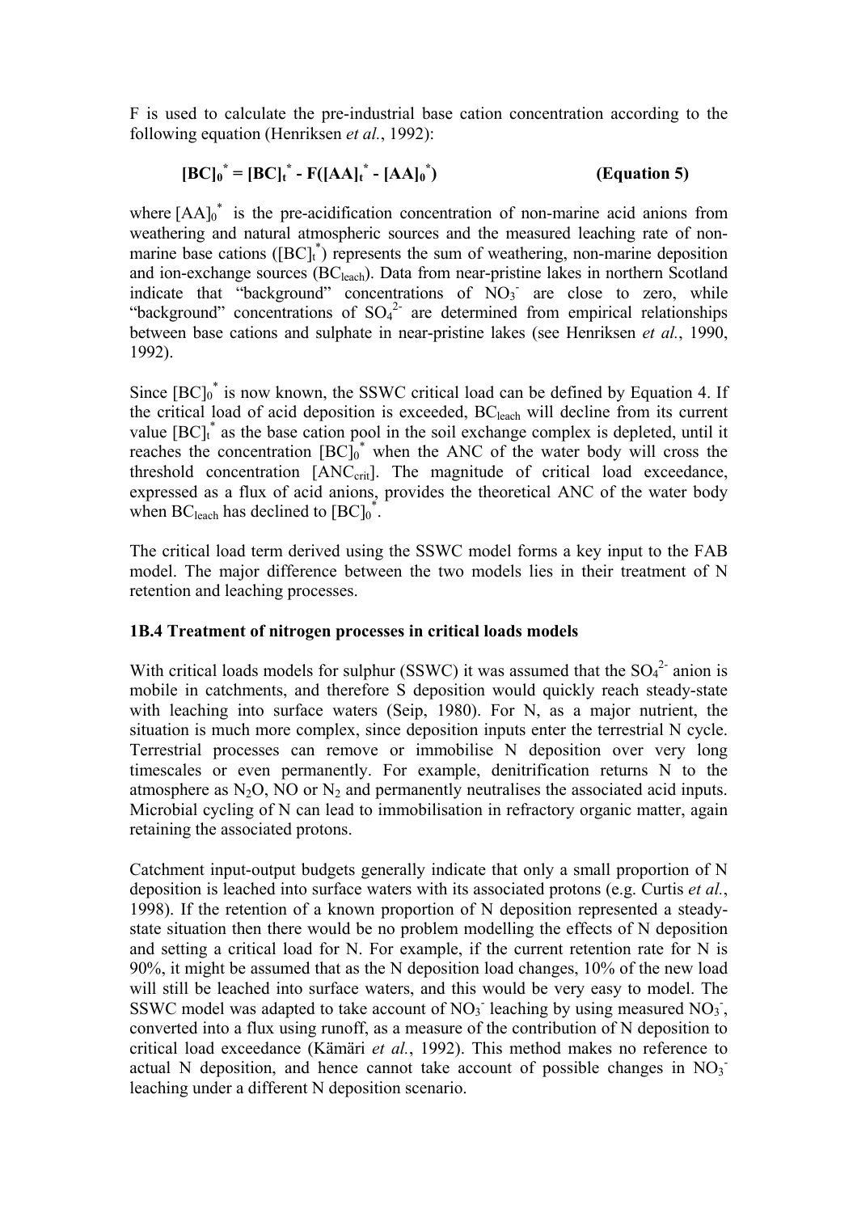F is used to calculate the pre-industrial base cation concentration according to the following equation (Henriksen *et al.*, 1992):

$$[BC]_0^* = [BC]_t^* - F([AA]_t^* - [AA]_0^*) \qquad \textbf{(Equation 5)}$$

where $[AA]_0^*$ is the pre-acidification concentration of non-marine acid anions from weathering and natural atmospheric sources and the measured leaching rate of non-marine base cations ($[BC]_t^*$) represents the sum of weathering, non-marine deposition and ion-exchange sources ($BC_{leach}$). Data from near-pristine lakes in northern Scotland indicate that "background" concentrations of $NO_3^-$ are close to zero, while "background" concentrations of $SO_4^{2-}$ are determined from empirical relationships between base cations and sulphate in near-pristine lakes (see Henriksen *et al.*, 1990, 1992).

Since $[BC]_0^*$ is now known, the SSWC critical load can be defined by Equation 4. If the critical load of acid deposition is exceeded, $BC_{leach}$ will decline from its current value $[BC]_t^*$ as the base cation pool in the soil exchange complex is depleted, until it reaches the concentration $[BC]_0^*$ when the ANC of the water body will cross the threshold concentration $[ANC_{crit}]$. The magnitude of critical load exceedance, expressed as a flux of acid anions, provides the theoretical ANC of the water body when $BC_{leach}$ has declined to $[BC]_0^*$.

The critical load term derived using the SSWC model forms a key input to the FAB model. The major difference between the two models lies in their treatment of N retention and leaching processes.

### 1B.4 Treatment of nitrogen processes in critical loads models

With critical loads models for sulphur (SSWC) it was assumed that the $SO_4^{2-}$ anion is mobile in catchments, and therefore S deposition would quickly reach steady-state with leaching into surface waters (Seip, 1980). For N, as a major nutrient, the situation is much more complex, since deposition inputs enter the terrestrial N cycle. Terrestrial processes can remove or immobilise N deposition over very long timescales or even permanently. For example, denitrification returns N to the atmosphere as $N_2O$, NO or $N_2$ and permanently neutralises the associated acid inputs. Microbial cycling of N can lead to immobilisation in refractory organic matter, again retaining the associated protons.

Catchment input-output budgets generally indicate that only a small proportion of N deposition is leached into surface waters with its associated protons (e.g. Curtis *et al.*, 1998). If the retention of a known proportion of N deposition represented a steady-state situation then there would be no problem modelling the effects of N deposition and setting a critical load for N. For example, if the current retention rate for N is 90%, it might be assumed that as the N deposition load changes, 10% of the new load will still be leached into surface waters, and this would be very easy to model. The SSWC model was adapted to take account of $NO_3^-$ leaching by using measured $NO_3^-$, converted into a flux using runoff, as a measure of the contribution of N deposition to critical load exceedance (Kämäri *et al.*, 1992). This method makes no reference to actual N deposition, and hence cannot take account of possible changes in $NO_3^-$ leaching under a different N deposition scenario.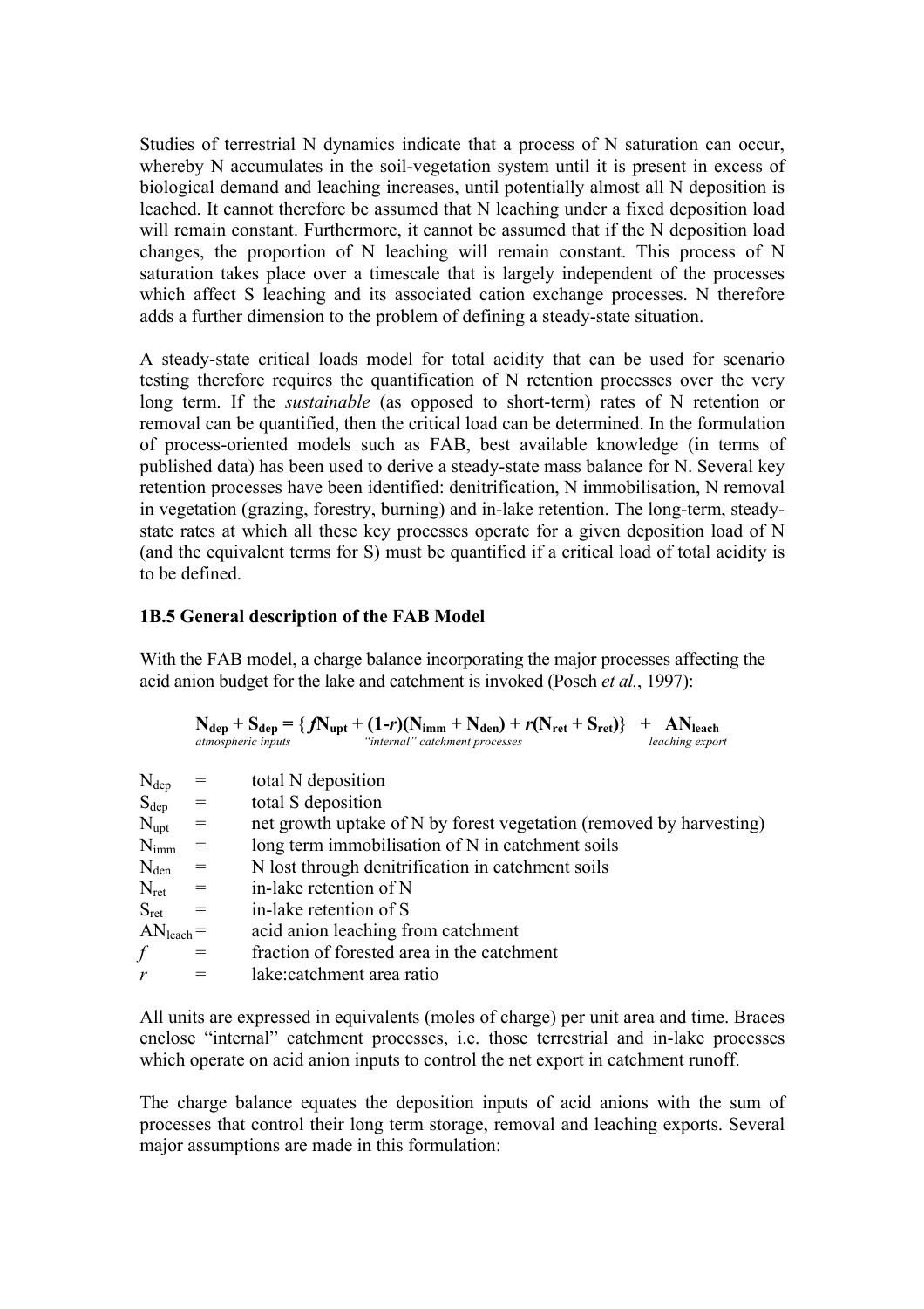Studies of terrestrial N dynamics indicate that a process of N saturation can occur, whereby N accumulates in the soil-vegetation system until it is present in excess of biological demand and leaching increases, until potentially almost all N deposition is leached. It cannot therefore be assumed that N leaching under a fixed deposition load will remain constant. Furthermore, it cannot be assumed that if the N deposition load changes, the proportion of N leaching will remain constant. This process of N saturation takes place over a timescale that is largely independent of the processes which affect S leaching and its associated cation exchange processes. N therefore adds a further dimension to the problem of defining a steady-state situation.

A steady-state critical loads model for total acidity that can be used for scenario testing therefore requires the quantification of N retention processes over the very long term. If the *sustainable* (as opposed to short-term) rates of N retention or removal can be quantified, then the critical load can be determined. In the formulation of process-oriented models such as FAB, best available knowledge (in terms of published data) has been used to derive a steady-state mass balance for N. Several key retention processes have been identified: denitrification, N immobilisation, N removal in vegetation (grazing, forestry, burning) and in-lake retention. The long-term, steady-state rates at which all these key processes operate for a given deposition load of N (and the equivalent terms for S) must be quantified if a critical load of total acidity is to be defined.

### 1B.5 General description of the FAB Model

With the FAB model, a charge balance incorporating the major processes affecting the acid anion budget for the lake and catchment is invoked (Posch *et al.*, 1997):

$$\underbrace{\mathbf{N_{dep} + S_{dep}}}_{\text{atmospheric inputs}} = \underbrace{\{ f\mathbf{N_{upt}} + (1-r)(\mathbf{N_{imm}} + \mathbf{N_{den}}) + r(\mathbf{N_{ret}} + \mathbf{S_{ret}})\}}_{\text{“internal” catchment processes}} + \underbrace{\mathbf{AN_{leach}}}_{\text{leaching export}}$$

$N_{dep}$ = total N deposition
$S_{dep}$ = total S deposition
$N_{upt}$ = net growth uptake of N by forest vegetation (removed by harvesting)
$N_{imm}$ = long term immobilisation of N in catchment soils
$N_{den}$ = N lost through denitrification in catchment soils
$N_{ret}$ = in-lake retention of N
$S_{ret}$ = in-lake retention of S
$AN_{leach}$ = acid anion leaching from catchment
$f$ = fraction of forested area in the catchment
$r$ = lake:catchment area ratio

All units are expressed in equivalents (moles of charge) per unit area and time. Braces enclose "internal" catchment processes, i.e. those terrestrial and in-lake processes which operate on acid anion inputs to control the net export in catchment runoff.

The charge balance equates the deposition inputs of acid anions with the sum of processes that control their long term storage, removal and leaching exports. Several major assumptions are made in this formulation: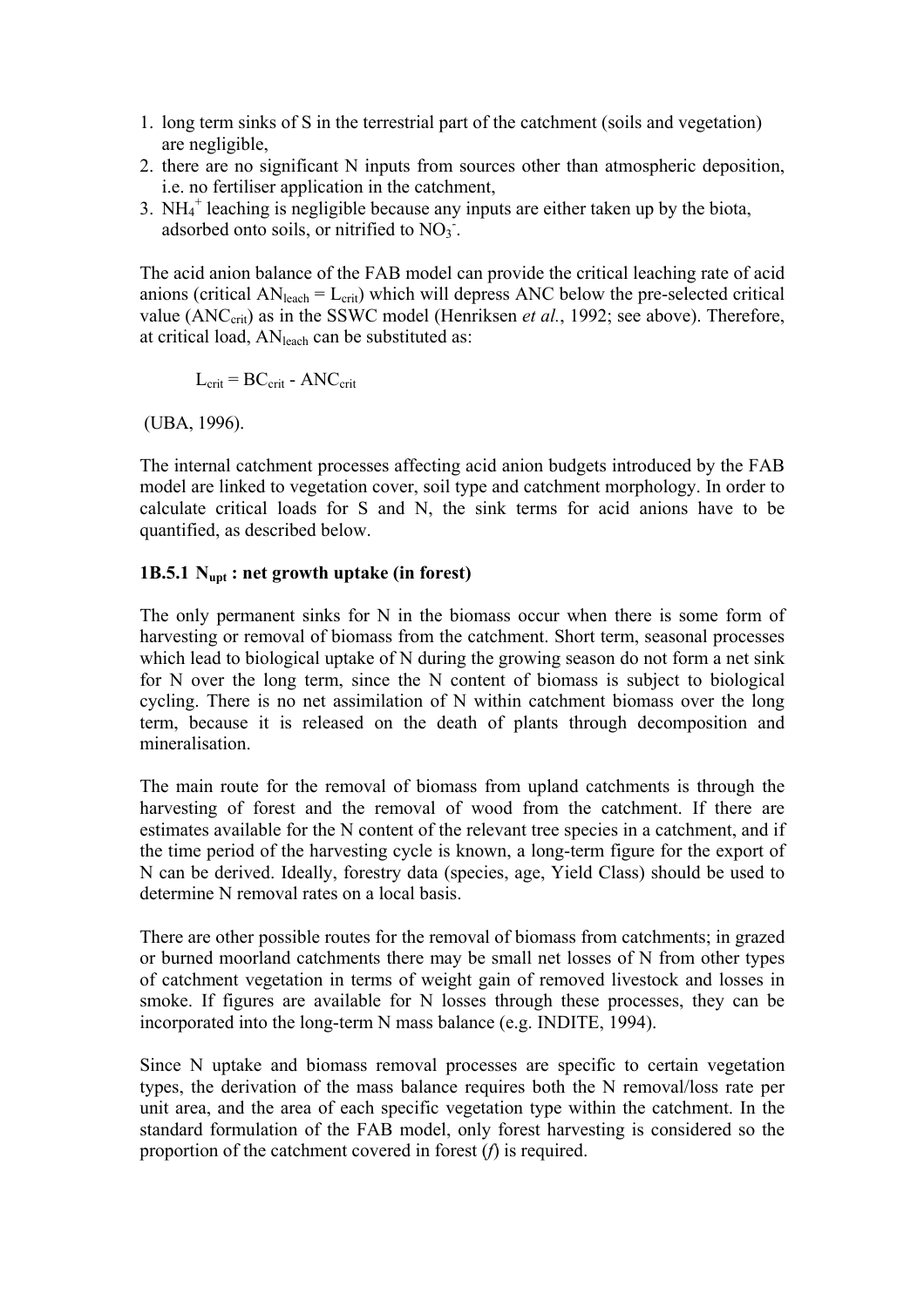1. long term sinks of S in the terrestrial part of the catchment (soils and vegetation) are negligible,
2. there are no significant N inputs from sources other than atmospheric deposition, i.e. no fertiliser application in the catchment,
3. $NH_4^+$ leaching is negligible because any inputs are either taken up by the biota, adsorbed onto soils, or nitrified to $NO_3^-$.

The acid anion balance of the FAB model can provide the critical leaching rate of acid anions (critical $AN_{leach} = L_{crit}$) which will depress ANC below the pre-selected critical value ($ANC_{crit}$) as in the SSWC model (Henriksen *et al.*, 1992; see above). Therefore, at critical load, $AN_{leach}$ can be substituted as:

$$L_{crit} = BC_{crit} - ANC_{crit}$$

(UBA, 1996).

The internal catchment processes affecting acid anion budgets introduced by the FAB model are linked to vegetation cover, soil type and catchment morphology. In order to calculate critical loads for S and N, the sink terms for acid anions have to be quantified, as described below.

### 1B.5.1 $N_{upt}$ : net growth uptake (in forest)

The only permanent sinks for N in the biomass occur when there is some form of harvesting or removal of biomass from the catchment. Short term, seasonal processes which lead to biological uptake of N during the growing season do not form a net sink for N over the long term, since the N content of biomass is subject to biological cycling. There is no net assimilation of N within catchment biomass over the long term, because it is released on the death of plants through decomposition and mineralisation.

The main route for the removal of biomass from upland catchments is through the harvesting of forest and the removal of wood from the catchment. If there are estimates available for the N content of the relevant tree species in a catchment, and if the time period of the harvesting cycle is known, a long-term figure for the export of N can be derived. Ideally, forestry data (species, age, Yield Class) should be used to determine N removal rates on a local basis.

There are other possible routes for the removal of biomass from catchments; in grazed or burned moorland catchments there may be small net losses of N from other types of catchment vegetation in terms of weight gain of removed livestock and losses in smoke. If figures are available for N losses through these processes, they can be incorporated into the long-term N mass balance (e.g. INDITE, 1994).

Since N uptake and biomass removal processes are specific to certain vegetation types, the derivation of the mass balance requires both the N removal/loss rate per unit area, and the area of each specific vegetation type within the catchment. In the standard formulation of the FAB model, only forest harvesting is considered so the proportion of the catchment covered in forest ($f$) is required.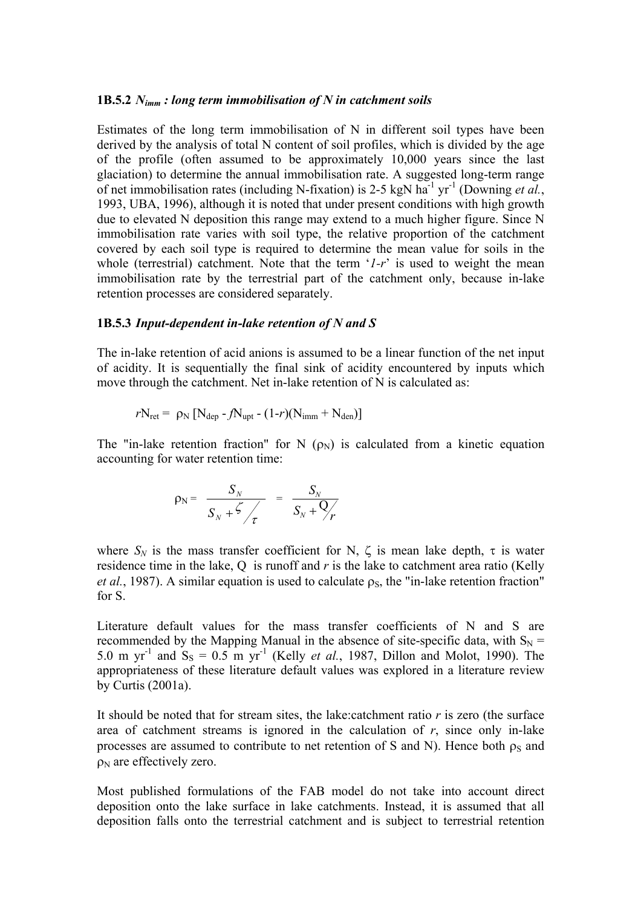### 1B.5.2 $N_{imm}$ *: long term immobilisation of N in catchment soils*

Estimates of the long term immobilisation of N in different soil types have been derived by the analysis of total N content of soil profiles, which is divided by the age of the profile (often assumed to be approximately 10,000 years since the last glaciation) to determine the annual immobilisation rate. A suggested long-term range of net immobilisation rates (including N-fixation) is 2-5 kgN $ha^{-1}$ $yr^{-1}$ (Downing *et al.*, 1993, UBA, 1996), although it is noted that under present conditions with high growth due to elevated N deposition this range may extend to a much higher figure. Since N immobilisation rate varies with soil type, the relative proportion of the catchment covered by each soil type is required to determine the mean value for soils in the whole (terrestrial) catchment. Note that the term '*1-r*' is used to weight the mean immobilisation rate by the terrestrial part of the catchment only, because in-lake retention processes are considered separately.

### 1B.5.3 *Input-dependent in-lake retention of N and S*

The in-lake retention of acid anions is assumed to be a linear function of the net input of acidity. It is sequentially the final sink of acidity encountered by inputs which move through the catchment. Net in-lake retention of N is calculated as:

$$rN_{ret} = \rho_N \left[N_{dep} - fN_{upt} - (1-r)(N_{imm} + N_{den})\right]$$

The "in-lake retention fraction" for N ($\rho_N$) is calculated from a kinetic equation accounting for water retention time:

$$\rho_N = \frac{S_N}{S_N + \zeta/\tau} = \frac{S_N}{S_N + Q/r}$$

where $S_N$ is the mass transfer coefficient for N, $\zeta$ is mean lake depth, $\tau$ is water residence time in the lake, Q is runoff and *r* is the lake to catchment area ratio (Kelly *et al.*, 1987). A similar equation is used to calculate $\rho_S$, the "in-lake retention fraction" for S.

Literature default values for the mass transfer coefficients of N and S are recommended by the Mapping Manual in the absence of site-specific data, with $S_N$ = 5.0 m $yr^{-1}$ and $S_S$ = 0.5 m $yr^{-1}$ (Kelly *et al.*, 1987, Dillon and Molot, 1990). The appropriateness of these literature default values was explored in a literature review by Curtis (2001a).

It should be noted that for stream sites, the lake:catchment ratio *r* is zero (the surface area of catchment streams is ignored in the calculation of *r*, since only in-lake processes are assumed to contribute to net retention of S and N). Hence both $\rho_S$ and $\rho_N$ are effectively zero.

Most published formulations of the FAB model do not take into account direct deposition onto the lake surface in lake catchments. Instead, it is assumed that all deposition falls onto the terrestrial catchment and is subject to terrestrial retention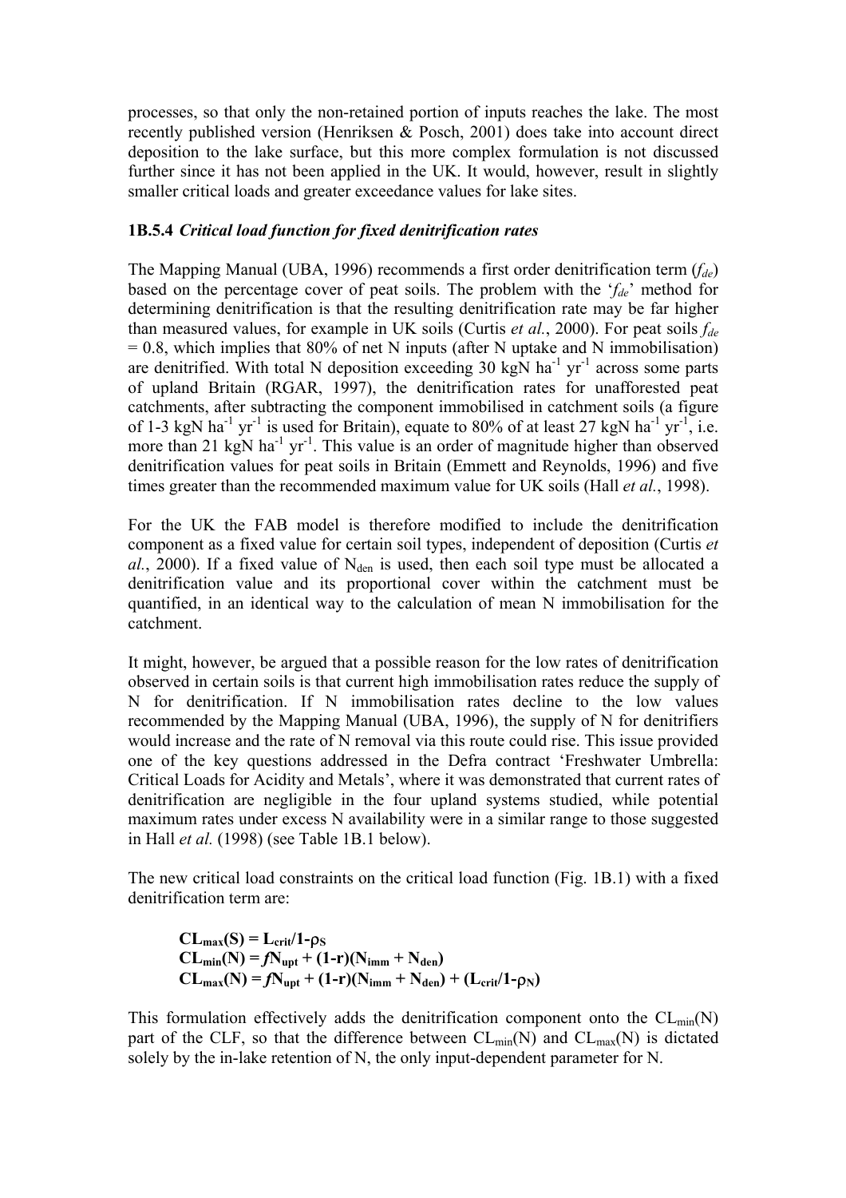processes, so that only the non-retained portion of inputs reaches the lake. The most recently published version (Henriksen & Posch, 2001) does take into account direct deposition to the lake surface, but this more complex formulation is not discussed further since it has not been applied in the UK. It would, however, result in slightly smaller critical loads and greater exceedance values for lake sites.

### 1B.5.4 *Critical load function for fixed denitrification rates*

The Mapping Manual (UBA, 1996) recommends a first order denitrification term ($f_{de}$) based on the percentage cover of peat soils. The problem with the '$f_{de}$' method for determining denitrification is that the resulting denitrification rate may be far higher than measured values, for example in UK soils (Curtis *et al.*, 2000). For peat soils $f_{de} = 0.8$, which implies that 80% of net N inputs (after N uptake and N immobilisation) are denitrified. With total N deposition exceeding 30 kgN ha$^{-1}$ yr$^{-1}$ across some parts of upland Britain (RGAR, 1997), the denitrification rates for unafforested peat catchments, after subtracting the component immobilised in catchment soils (a figure of 1-3 kgN ha$^{-1}$ yr$^{-1}$ is used for Britain), equate to 80% of at least 27 kgN ha$^{-1}$ yr$^{-1}$, i.e. more than 21 kgN ha$^{-1}$ yr$^{-1}$. This value is an order of magnitude higher than observed denitrification values for peat soils in Britain (Emmett and Reynolds, 1996) and five times greater than the recommended maximum value for UK soils (Hall *et al.*, 1998).

For the UK the FAB model is therefore modified to include the denitrification component as a fixed value for certain soil types, independent of deposition (Curtis *et al.*, 2000). If a fixed value of $N_{den}$ is used, then each soil type must be allocated a denitrification value and its proportional cover within the catchment must be quantified, in an identical way to the calculation of mean N immobilisation for the catchment.

It might, however, be argued that a possible reason for the low rates of denitrification observed in certain soils is that current high immobilisation rates reduce the supply of N for denitrification. If N immobilisation rates decline to the low values recommended by the Mapping Manual (UBA, 1996), the supply of N for denitrifiers would increase and the rate of N removal via this route could rise. This issue provided one of the key questions addressed in the Defra contract 'Freshwater Umbrella: Critical Loads for Acidity and Metals', where it was demonstrated that current rates of denitrification are negligible in the four upland systems studied, while potential maximum rates under excess N availability were in a similar range to those suggested in Hall *et al.* (1998) (see Table 1B.1 below).

The new critical load constraints on the critical load function (Fig. 1B.1) with a fixed denitrification term are:

$$\mathbf{CL_{max}(S) = L_{crit}/1\text{-}\rho_S}$$
$$\mathbf{CL_{min}(N) = \mathit{f}N_{upt} + (1\text{-}r)(N_{imm} + N_{den})}$$
$$\mathbf{CL_{max}(N) = \mathit{f}N_{upt} + (1\text{-}r)(N_{imm} + N_{den}) + (L_{crit}/1\text{-}\rho_N)}$$

This formulation effectively adds the denitrification component onto the $CL_{min}(N)$ part of the CLF, so that the difference between $CL_{min}(N)$ and $CL_{max}(N)$ is dictated solely by the in-lake retention of N, the only input-dependent parameter for N.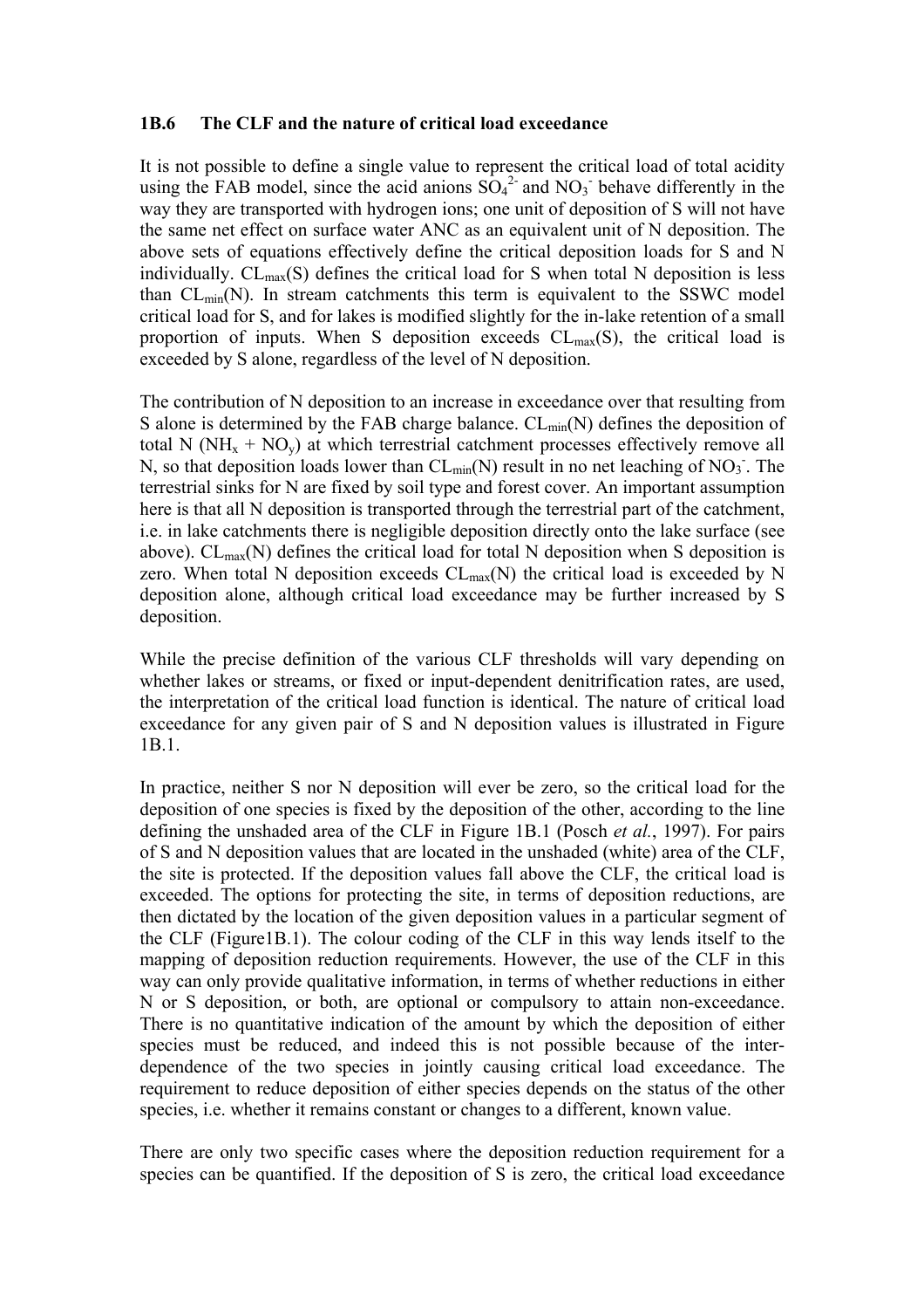### 1B.6 The CLF and the nature of critical load exceedance

It is not possible to define a single value to represent the critical load of total acidity using the FAB model, since the acid anions $SO_4^{2-}$ and $NO_3^-$ behave differently in the way they are transported with hydrogen ions; one unit of deposition of S will not have the same net effect on surface water ANC as an equivalent unit of N deposition. The above sets of equations effectively define the critical deposition loads for S and N individually. $CL_{max}(S)$ defines the critical load for S when total N deposition is less than $CL_{min}(N)$. In stream catchments this term is equivalent to the SSWC model critical load for S, and for lakes is modified slightly for the in-lake retention of a small proportion of inputs. When S deposition exceeds $CL_{max}(S)$, the critical load is exceeded by S alone, regardless of the level of N deposition.

The contribution of N deposition to an increase in exceedance over that resulting from S alone is determined by the FAB charge balance. $CL_{min}(N)$ defines the deposition of total N ($NH_x$ + $NO_y$) at which terrestrial catchment processes effectively remove all N, so that deposition loads lower than $CL_{min}(N)$ result in no net leaching of $NO_3^-$. The terrestrial sinks for N are fixed by soil type and forest cover. An important assumption here is that all N deposition is transported through the terrestrial part of the catchment, i.e. in lake catchments there is negligible deposition directly onto the lake surface (see above). $CL_{max}(N)$ defines the critical load for total N deposition when S deposition is zero. When total N deposition exceeds $CL_{max}(N)$ the critical load is exceeded by N deposition alone, although critical load exceedance may be further increased by S deposition.

While the precise definition of the various CLF thresholds will vary depending on whether lakes or streams, or fixed or input-dependent denitrification rates, are used, the interpretation of the critical load function is identical. The nature of critical load exceedance for any given pair of S and N deposition values is illustrated in Figure 1B.1.

In practice, neither S nor N deposition will ever be zero, so the critical load for the deposition of one species is fixed by the deposition of the other, according to the line defining the unshaded area of the CLF in Figure 1B.1 (Posch *et al.*, 1997). For pairs of S and N deposition values that are located in the unshaded (white) area of the CLF, the site is protected. If the deposition values fall above the CLF, the critical load is exceeded. The options for protecting the site, in terms of deposition reductions, are then dictated by the location of the given deposition values in a particular segment of the CLF (Figure1B.1). The colour coding of the CLF in this way lends itself to the mapping of deposition reduction requirements. However, the use of the CLF in this way can only provide qualitative information, in terms of whether reductions in either N or S deposition, or both, are optional or compulsory to attain non-exceedance. There is no quantitative indication of the amount by which the deposition of either species must be reduced, and indeed this is not possible because of the inter-dependence of the two species in jointly causing critical load exceedance. The requirement to reduce deposition of either species depends on the status of the other species, i.e. whether it remains constant or changes to a different, known value.

There are only two specific cases where the deposition reduction requirement for a species can be quantified. If the deposition of S is zero, the critical load exceedance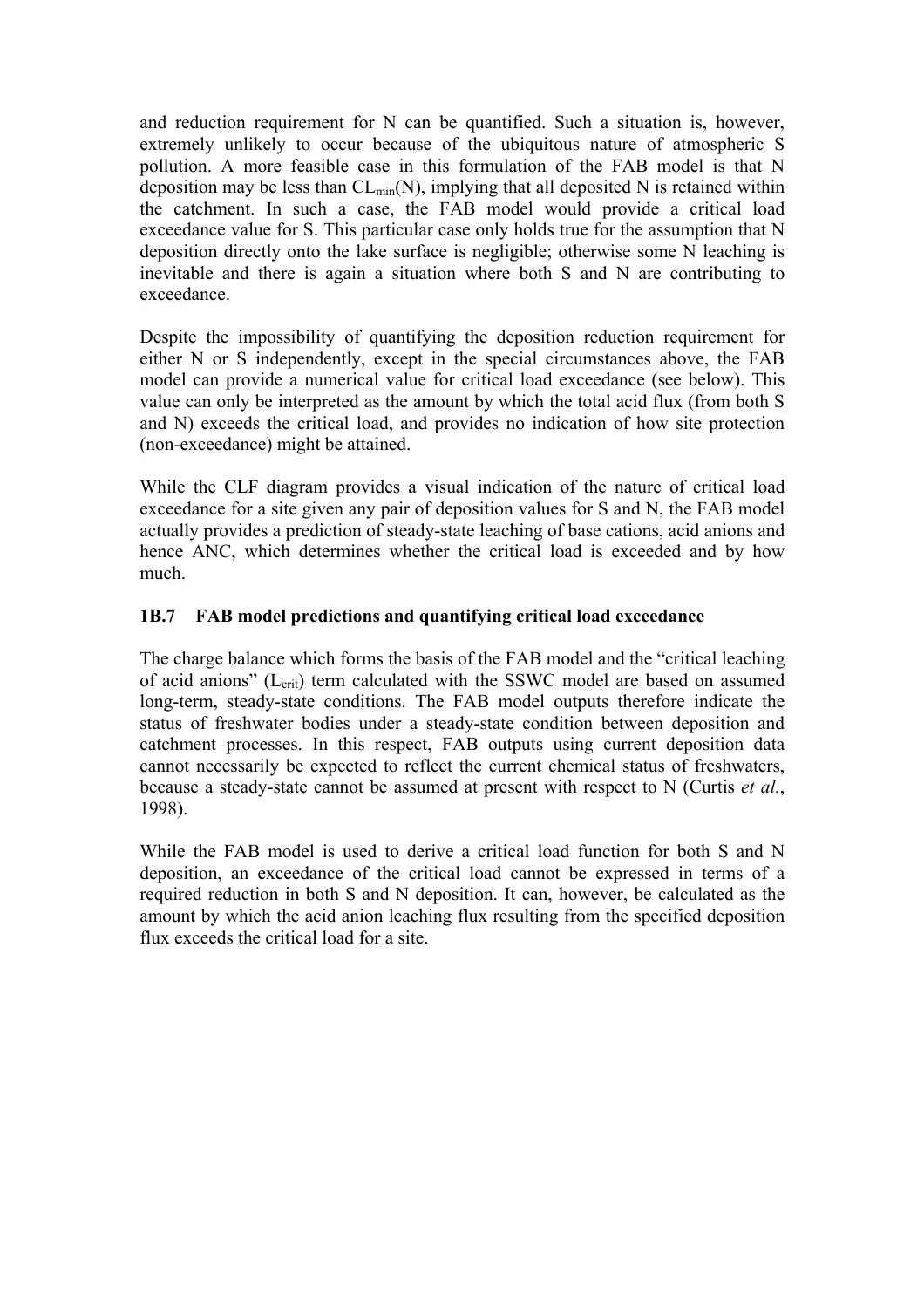and reduction requirement for N can be quantified. Such a situation is, however, extremely unlikely to occur because of the ubiquitous nature of atmospheric S pollution. A more feasible case in this formulation of the FAB model is that N deposition may be less than $CL_{min}(N)$, implying that all deposited N is retained within the catchment. In such a case, the FAB model would provide a critical load exceedance value for S. This particular case only holds true for the assumption that N deposition directly onto the lake surface is negligible; otherwise some N leaching is inevitable and there is again a situation where both S and N are contributing to exceedance.

Despite the impossibility of quantifying the deposition reduction requirement for either N or S independently, except in the special circumstances above, the FAB model can provide a numerical value for critical load exceedance (see below). This value can only be interpreted as the amount by which the total acid flux (from both S and N) exceeds the critical load, and provides no indication of how site protection (non-exceedance) might be attained.

While the CLF diagram provides a visual indication of the nature of critical load exceedance for a site given any pair of deposition values for S and N, the FAB model actually provides a prediction of steady-state leaching of base cations, acid anions and hence ANC, which determines whether the critical load is exceeded and by how much.

### 1B.7 FAB model predictions and quantifying critical load exceedance

The charge balance which forms the basis of the FAB model and the "critical leaching of acid anions" ($L_{crit}$) term calculated with the SSWC model are based on assumed long-term, steady-state conditions. The FAB model outputs therefore indicate the status of freshwater bodies under a steady-state condition between deposition and catchment processes. In this respect, FAB outputs using current deposition data cannot necessarily be expected to reflect the current chemical status of freshwaters, because a steady-state cannot be assumed at present with respect to N (Curtis *et al.*, 1998).

While the FAB model is used to derive a critical load function for both S and N deposition, an exceedance of the critical load cannot be expressed in terms of a required reduction in both S and N deposition. It can, however, be calculated as the amount by which the acid anion leaching flux resulting from the specified deposition flux exceeds the critical load for a site.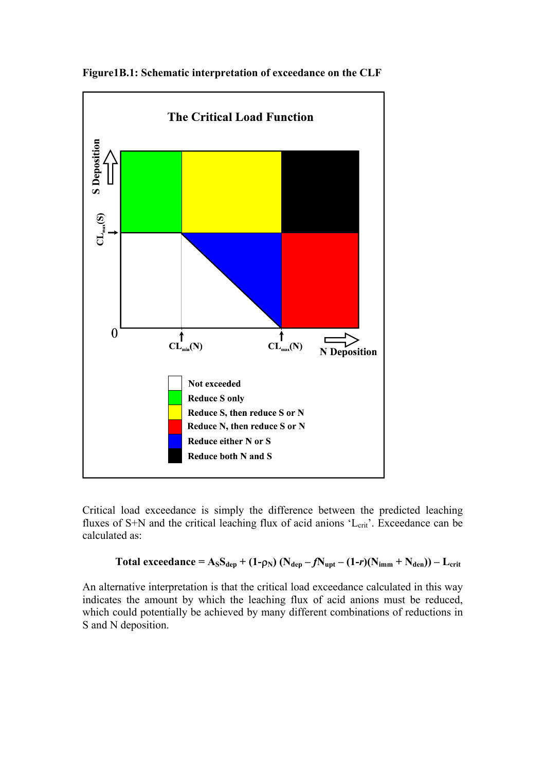**Figure1B.1: Schematic interpretation of exceedance on the CLF**

The Critical Load Function

S Deposition

$CL_{max}(S)$

0

$CL_{min}(N)$

$CL_{max}(N)$

N Deposition

- Not exceeded
- Reduce S only
- Reduce S, then reduce S or N
- Reduce N, then reduce S or N
- Reduce either N or S
- Reduce both N and S

Critical load exceedance is simply the difference between the predicted leaching fluxes of S+N and the critical leaching flux of acid anions '$L_{crit}$'. Exceedance can be calculated as:

$$\textbf{Total exceedance} = A_S S_{dep} + (1-\rho_N)(N_{dep} - fN_{upt} - (1-r)(N_{imm} + N_{den})) - L_{crit}$$

An alternative interpretation is that the critical load exceedance calculated in this way indicates the amount by which the leaching flux of acid anions must be reduced, which could potentially be achieved by many different combinations of reductions in S and N deposition.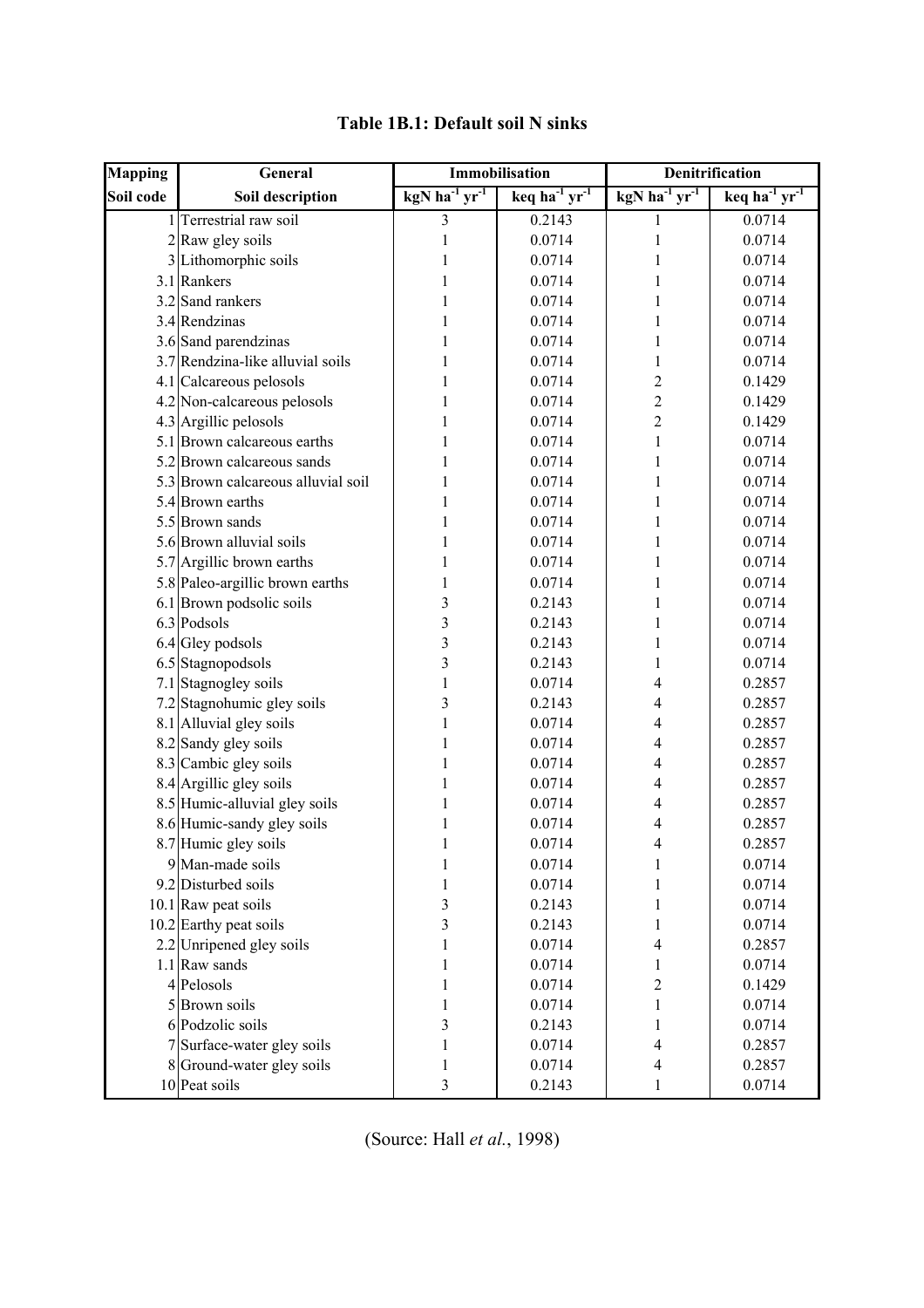# Table 1B.1: Default soil N sinks

| Mapping | General | Immobilisation | | Denitrification | |
|---|---|---|---|---|---|
| Soil code | Soil description | kgN ha$^{-1}$ yr$^{-1}$ | keq ha$^{-1}$ yr$^{-1}$ | kgN ha$^{-1}$ yr$^{-1}$ | keq ha$^{-1}$ yr$^{-1}$ |
| 1 | Terrestrial raw soil | 3 | 0.2143 | 1 | 0.0714 |
| 2 | Raw gley soils | 1 | 0.0714 | 1 | 0.0714 |
| 3 | Lithomorphic soils | 1 | 0.0714 | 1 | 0.0714 |
| 3.1 | Rankers | 1 | 0.0714 | 1 | 0.0714 |
| 3.2 | Sand rankers | 1 | 0.0714 | 1 | 0.0714 |
| 3.4 | Rendzinas | 1 | 0.0714 | 1 | 0.0714 |
| 3.6 | Sand parendzinas | 1 | 0.0714 | 1 | 0.0714 |
| 3.7 | Rendzina-like alluvial soils | 1 | 0.0714 | 1 | 0.0714 |
| 4.1 | Calcareous pelosols | 1 | 0.0714 | 2 | 0.1429 |
| 4.2 | Non-calcareous pelosols | 1 | 0.0714 | 2 | 0.1429 |
| 4.3 | Argillic pelosols | 1 | 0.0714 | 2 | 0.1429 |
| 5.1 | Brown calcareous earths | 1 | 0.0714 | 1 | 0.0714 |
| 5.2 | Brown calcareous sands | 1 | 0.0714 | 1 | 0.0714 |
| 5.3 | Brown calcareous alluvial soil | 1 | 0.0714 | 1 | 0.0714 |
| 5.4 | Brown earths | 1 | 0.0714 | 1 | 0.0714 |
| 5.5 | Brown sands | 1 | 0.0714 | 1 | 0.0714 |
| 5.6 | Brown alluvial soils | 1 | 0.0714 | 1 | 0.0714 |
| 5.7 | Argillic brown earths | 1 | 0.0714 | 1 | 0.0714 |
| 5.8 | Paleo-argillic brown earths | 1 | 0.0714 | 1 | 0.0714 |
| 6.1 | Brown podsolic soils | 3 | 0.2143 | 1 | 0.0714 |
| 6.3 | Podsols | 3 | 0.2143 | 1 | 0.0714 |
| 6.4 | Gley podsols | 3 | 0.2143 | 1 | 0.0714 |
| 6.5 | Stagnopodsols | 3 | 0.2143 | 1 | 0.0714 |
| 7.1 | Stagnogley soils | 1 | 0.0714 | 4 | 0.2857 |
| 7.2 | Stagnohumic gley soils | 3 | 0.2143 | 4 | 0.2857 |
| 8.1 | Alluvial gley soils | 1 | 0.0714 | 4 | 0.2857 |
| 8.2 | Sandy gley soils | 1 | 0.0714 | 4 | 0.2857 |
| 8.3 | Cambic gley soils | 1 | 0.0714 | 4 | 0.2857 |
| 8.4 | Argillic gley soils | 1 | 0.0714 | 4 | 0.2857 |
| 8.5 | Humic-alluvial gley soils | 1 | 0.0714 | 4 | 0.2857 |
| 8.6 | Humic-sandy gley soils | 1 | 0.0714 | 4 | 0.2857 |
| 8.7 | Humic gley soils | 1 | 0.0714 | 4 | 0.2857 |
| 9 | Man-made soils | 1 | 0.0714 | 1 | 0.0714 |
| 9.2 | Disturbed soils | 1 | 0.0714 | 1 | 0.0714 |
| 10.1 | Raw peat soils | 3 | 0.2143 | 1 | 0.0714 |
| 10.2 | Earthy peat soils | 3 | 0.2143 | 1 | 0.0714 |
| 2.2 | Unripened gley soils | 1 | 0.0714 | 4 | 0.2857 |
| 1.1 | Raw sands | 1 | 0.0714 | 1 | 0.0714 |
| 4 | Pelosols | 1 | 0.0714 | 2 | 0.1429 |
| 5 | Brown soils | 1 | 0.0714 | 1 | 0.0714 |
| 6 | Podzolic soils | 3 | 0.2143 | 1 | 0.0714 |
| 7 | Surface-water gley soils | 1 | 0.0714 | 4 | 0.2857 |
| 8 | Ground-water gley soils | 1 | 0.0714 | 4 | 0.2857 |
| 10 | Peat soils | 3 | 0.2143 | 1 | 0.0714 |

(Source: Hall *et al.*, 1998)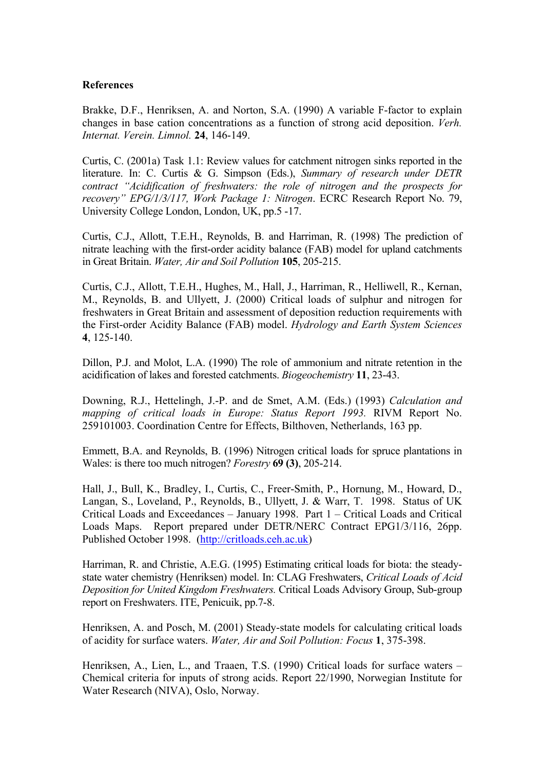**References**

Brakke, D.F., Henriksen, A. and Norton, S.A. (1990) A variable F-factor to explain changes in base cation concentrations as a function of strong acid deposition. *Verh. Internat. Verein. Limnol.* **24**, 146-149.

Curtis, C. (2001a) Task 1.1: Review values for catchment nitrogen sinks reported in the literature. In: C. Curtis & G. Simpson (Eds.), *Summary of research under DETR contract "Acidification of freshwaters: the role of nitrogen and the prospects for recovery" EPG/1/3/117, Work Package 1: Nitrogen*. ECRC Research Report No. 79, University College London, London, UK, pp.5 -17.

Curtis, C.J., Allott, T.E.H., Reynolds, B. and Harriman, R. (1998) The prediction of nitrate leaching with the first-order acidity balance (FAB) model for upland catchments in Great Britain. *Water, Air and Soil Pollution* **105**, 205-215.

Curtis, C.J., Allott, T.E.H., Hughes, M., Hall, J., Harriman, R., Helliwell, R., Kernan, M., Reynolds, B. and Ullyett, J. (2000) Critical loads of sulphur and nitrogen for freshwaters in Great Britain and assessment of deposition reduction requirements with the First-order Acidity Balance (FAB) model. *Hydrology and Earth System Sciences* **4**, 125-140.

Dillon, P.J. and Molot, L.A. (1990) The role of ammonium and nitrate retention in the acidification of lakes and forested catchments. *Biogeochemistry* **11**, 23-43.

Downing, R.J., Hettelingh, J.-P. and de Smet, A.M. (Eds.) (1993) *Calculation and mapping of critical loads in Europe: Status Report 1993.* RIVM Report No. 259101003. Coordination Centre for Effects, Bilthoven, Netherlands, 163 pp.

Emmett, B.A. and Reynolds, B. (1996) Nitrogen critical loads for spruce plantations in Wales: is there too much nitrogen? *Forestry* **69 (3)**, 205-214.

Hall, J., Bull, K., Bradley, I., Curtis, C., Freer-Smith, P., Hornung, M., Howard, D., Langan, S., Loveland, P., Reynolds, B., Ullyett, J. & Warr, T. 1998. Status of UK Critical Loads and Exceedances – January 1998. Part 1 – Critical Loads and Critical Loads Maps. Report prepared under DETR/NERC Contract EPG1/3/116, 26pp. Published October 1998. (http://critloads.ceh.ac.uk)

Harriman, R. and Christie, A.E.G. (1995) Estimating critical loads for biota: the steady-state water chemistry (Henriksen) model. In: CLAG Freshwaters, *Critical Loads of Acid Deposition for United Kingdom Freshwaters.* Critical Loads Advisory Group, Sub-group report on Freshwaters. ITE, Penicuik, pp.7-8.

Henriksen, A. and Posch, M. (2001) Steady-state models for calculating critical loads of acidity for surface waters. *Water, Air and Soil Pollution: Focus* **1**, 375-398.

Henriksen, A., Lien, L., and Traaen, T.S. (1990) Critical loads for surface waters – Chemical criteria for inputs of strong acids. Report 22/1990, Norwegian Institute for Water Research (NIVA), Oslo, Norway.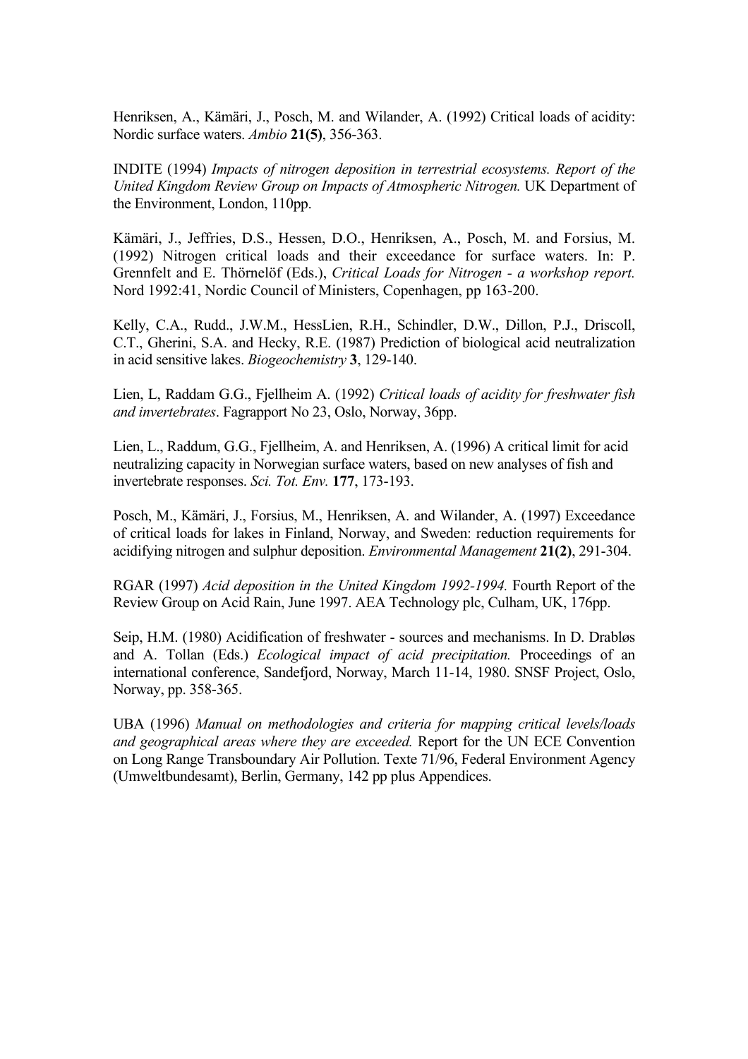Henriksen, A., Kämäri, J., Posch, M. and Wilander, A. (1992) Critical loads of acidity: Nordic surface waters. *Ambio* **21(5)**, 356-363.

INDITE (1994) *Impacts of nitrogen deposition in terrestrial ecosystems. Report of the United Kingdom Review Group on Impacts of Atmospheric Nitrogen.* UK Department of the Environment, London, 110pp.

Kämäri, J., Jeffries, D.S., Hessen, D.O., Henriksen, A., Posch, M. and Forsius, M. (1992) Nitrogen critical loads and their exceedance for surface waters. In: P. Grennfelt and E. Thörnelöf (Eds.), *Critical Loads for Nitrogen - a workshop report.* Nord 1992:41, Nordic Council of Ministers, Copenhagen, pp 163-200.

Kelly, C.A., Rudd., J.W.M., HessLien, R.H., Schindler, D.W., Dillon, P.J., Driscoll, C.T., Gherini, S.A. and Hecky, R.E. (1987) Prediction of biological acid neutralization in acid sensitive lakes. *Biogeochemistry* **3**, 129-140.

Lien, L, Raddam G.G., Fjellheim A. (1992) *Critical loads of acidity for freshwater fish and invertebrates*. Fagrapport No 23, Oslo, Norway, 36pp.

Lien, L., Raddum, G.G., Fjellheim, A. and Henriksen, A. (1996) A critical limit for acid neutralizing capacity in Norwegian surface waters, based on new analyses of fish and invertebrate responses. *Sci. Tot. Env.* **177**, 173-193.

Posch, M., Kämäri, J., Forsius, M., Henriksen, A. and Wilander, A. (1997) Exceedance of critical loads for lakes in Finland, Norway, and Sweden: reduction requirements for acidifying nitrogen and sulphur deposition. *Environmental Management* **21(2)**, 291-304.

RGAR (1997) *Acid deposition in the United Kingdom 1992-1994.* Fourth Report of the Review Group on Acid Rain, June 1997. AEA Technology plc, Culham, UK, 176pp.

Seip, H.M. (1980) Acidification of freshwater - sources and mechanisms. In D. Drabløs and A. Tollan (Eds.) *Ecological impact of acid precipitation.* Proceedings of an international conference, Sandefjord, Norway, March 11-14, 1980. SNSF Project, Oslo, Norway, pp. 358-365.

UBA (1996) *Manual on methodologies and criteria for mapping critical levels/loads and geographical areas where they are exceeded.* Report for the UN ECE Convention on Long Range Transboundary Air Pollution. Texte 71/96, Federal Environment Agency (Umweltbundesamt), Berlin, Germany, 142 pp plus Appendices.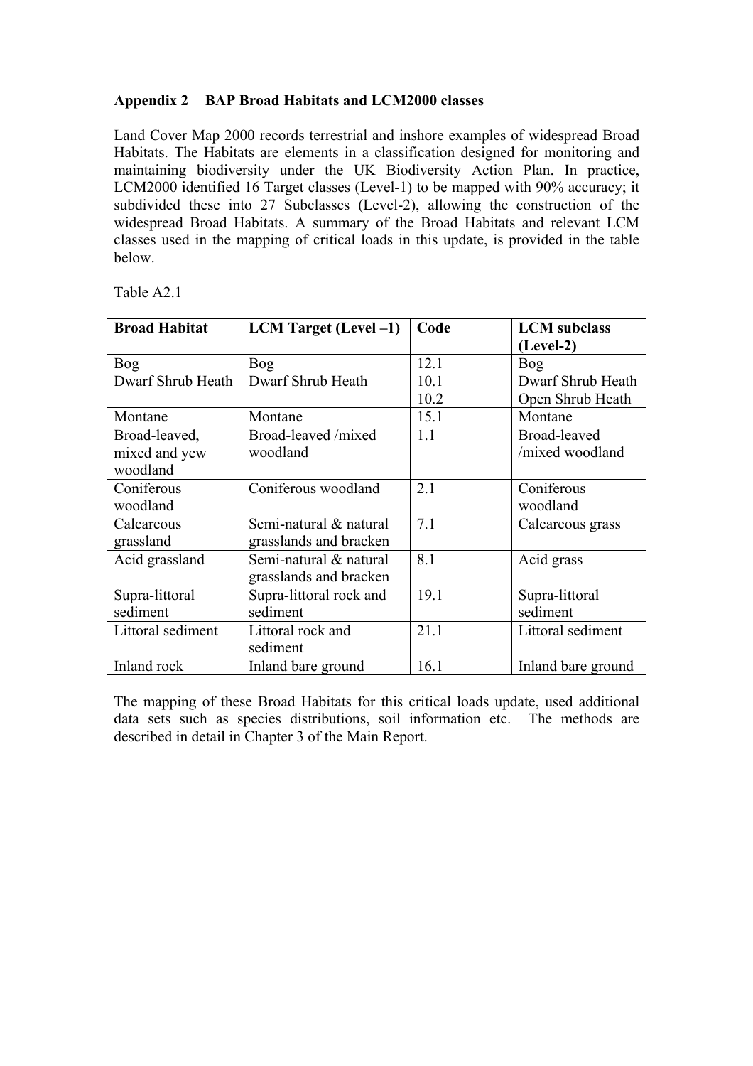## Appendix 2 BAP Broad Habitats and LCM2000 classes

Land Cover Map 2000 records terrestrial and inshore examples of widespread Broad Habitats. The Habitats are elements in a classification designed for monitoring and maintaining biodiversity under the UK Biodiversity Action Plan. In practice, LCM2000 identified 16 Target classes (Level-1) to be mapped with 90% accuracy; it subdivided these into 27 Subclasses (Level-2), allowing the construction of the widespread Broad Habitats. A summary of the Broad Habitats and relevant LCM classes used in the mapping of critical loads in this update, is provided in the table below.

Table A2.1

| **Broad Habitat** | **LCM Target (Level –1)** | **Code** | **LCM subclass (Level-2)** |
|---|---|---|---|
| Bog | Bog | 12.1 | Bog |
| Dwarf Shrub Heath | Dwarf Shrub Heath | 10.1<br>10.2 | Dwarf Shrub Heath<br>Open Shrub Heath |
| Montane | Montane | 15.1 | Montane |
| Broad-leaved, mixed and yew woodland | Broad-leaved /mixed woodland | 1.1 | Broad-leaved /mixed woodland |
| Coniferous woodland | Coniferous woodland | 2.1 | Coniferous woodland |
| Calcareous grassland | Semi-natural & natural grasslands and bracken | 7.1 | Calcareous grass |
| Acid grassland | Semi-natural & natural grasslands and bracken | 8.1 | Acid grass |
| Supra-littoral sediment | Supra-littoral rock and sediment | 19.1 | Supra-littoral sediment |
| Littoral sediment | Littoral rock and sediment | 21.1 | Littoral sediment |
| Inland rock | Inland bare ground | 16.1 | Inland bare ground |

The mapping of these Broad Habitats for this critical loads update, used additional data sets such as species distributions, soil information etc. The methods are described in detail in Chapter 3 of the Main Report.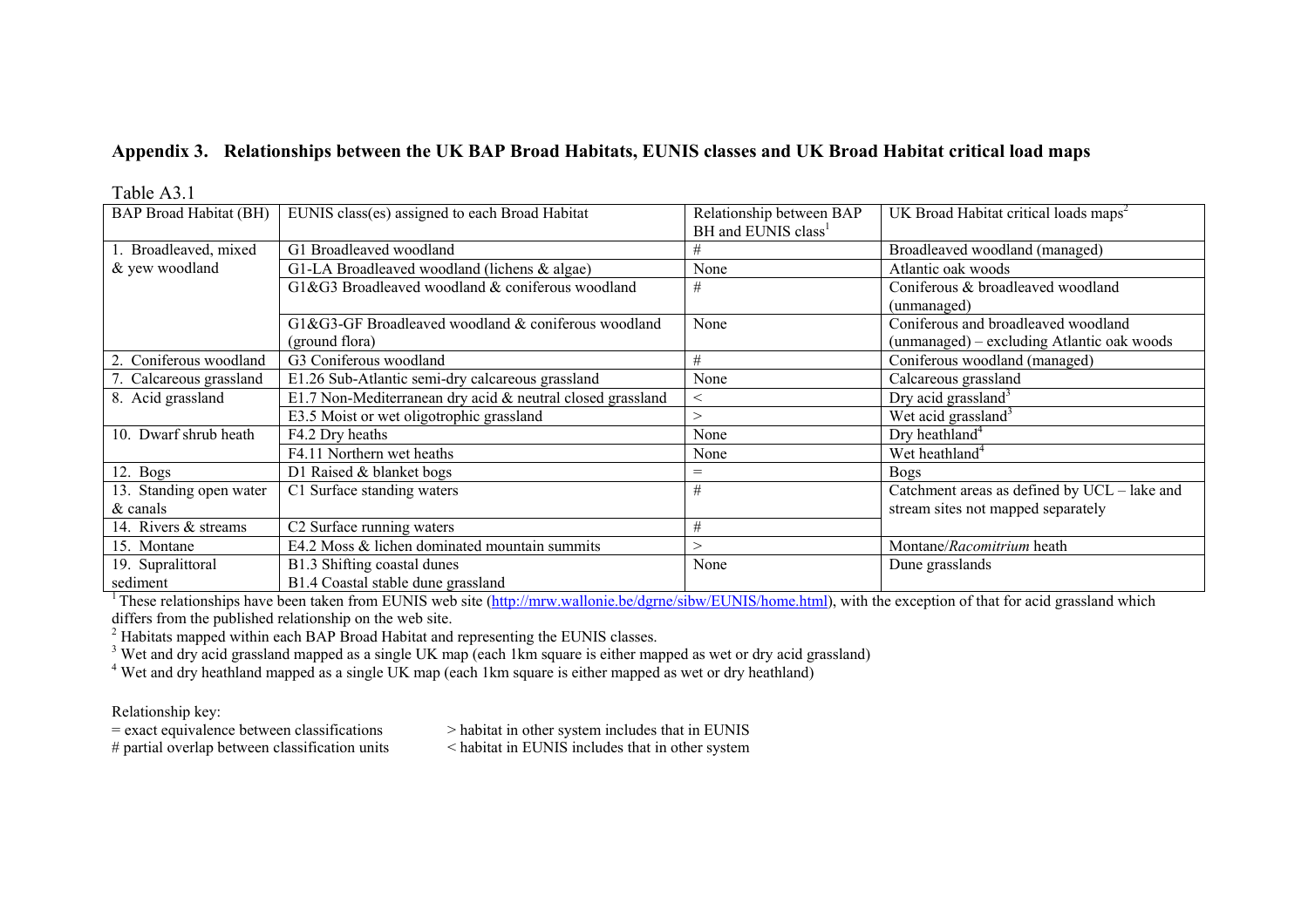## Appendix 3. Relationships between the UK BAP Broad Habitats, EUNIS classes and UK Broad Habitat critical load maps

Table A3.1

| BAP Broad Habitat (BH) | EUNIS class(es) assigned to each Broad Habitat | Relationship between BAP BH and EUNIS class[1] | UK Broad Habitat critical loads maps[2] |
|---|---|---|---|
| 1. Broadleaved, mixed & yew woodland | G1 Broadleaved woodland | # | Broadleaved woodland (managed) |
| | G1-LA Broadleaved woodland (lichens & algae) | None | Atlantic oak woods |
| | G1&G3 Broadleaved woodland & coniferous woodland | # | Coniferous & broadleaved woodland (unmanaged) |
| | G1&G3-GF Broadleaved woodland & coniferous woodland (ground flora) | None | Coniferous and broadleaved woodland (unmanaged) – excluding Atlantic oak woods |
| 2. Coniferous woodland | G3 Coniferous woodland | # | Coniferous woodland (managed) |
| 7. Calcareous grassland | E1.26 Sub-Atlantic semi-dry calcareous grassland | None | Calcareous grassland |
| 8. Acid grassland | E1.7 Non-Mediterranean dry acid & neutral closed grassland | < | Dry acid grassland[3] |
| | E3.5 Moist or wet oligotrophic grassland | > | Wet acid grassland[3] |
| 10. Dwarf shrub heath | F4.2 Dry heaths | None | Dry heathland[4] |
| | F4.11 Northern wet heaths | None | Wet heathland[4] |
| 12. Bogs | D1 Raised & blanket bogs | = | Bogs |
| 13. Standing open water & canals | C1 Surface standing waters | # | Catchment areas as defined by UCL – lake and stream sites not mapped separately |
| 14. Rivers & streams | C2 Surface running waters | # | |
| 15. Montane | E4.2 Moss & lichen dominated mountain summits | > | Montane/*Racomitrium* heath |
| 19. Supralittoral sediment | B1.3 Shifting coastal dunes<br>B1.4 Coastal stable dune grassland | None | Dune grasslands |

[1] These relationships have been taken from EUNIS web site (http://mrw.wallonie.be/dgrne/sibw/EUNIS/home.html), with the exception of that for acid grassland which differs from the published relationship on the web site.
[2] Habitats mapped within each BAP Broad Habitat and representing the EUNIS classes.
[3] Wet and dry acid grassland mapped as a single UK map (each 1km square is either mapped as wet or dry acid grassland)
[4] Wet and dry heathland mapped as a single UK map (each 1km square is either mapped as wet or dry heathland)

Relationship key:

= exact equivalence between classifications
# partial overlap between classification units
> habitat in other system includes that in EUNIS
< habitat in EUNIS includes that in other system